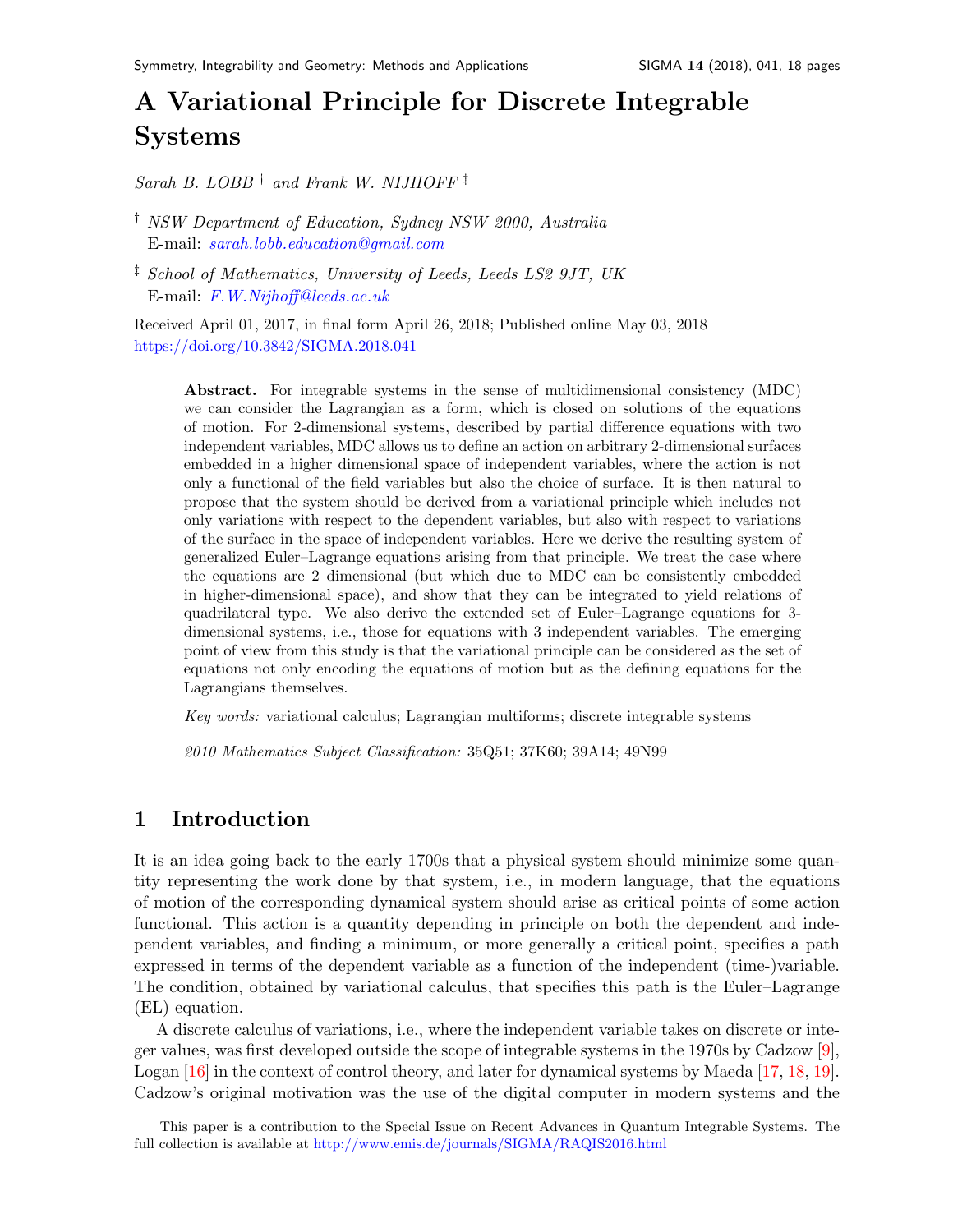# A Variational Principle for Discrete Integrable Systems

*Sarah B. LOBB* [†] *and Frank W. NIJHOFF* [‡]

[†] *NSW Department of Education, Sydney NSW 2000, Australia*
E-mail: *sarah.lobb.education@gmail.com*

[‡] *School of Mathematics, University of Leeds, Leeds LS2 9JT, UK*
E-mail: *F.W.Nijhoff@leeds.ac.uk*

Received April 01, 2017, in final form April 26, 2018; Published online May 03, 2018
https://doi.org/10.3842/SIGMA.2018.041

**Abstract.** For integrable systems in the sense of multidimensional consistency (MDC) we can consider the Lagrangian as a form, which is closed on solutions of the equations of motion. For 2-dimensional systems, described by partial difference equations with two independent variables, MDC allows us to define an action on arbitrary 2-dimensional surfaces embedded in a higher dimensional space of independent variables, where the action is not only a functional of the field variables but also the choice of surface. It is then natural to propose that the system should be derived from a variational principle which includes not only variations with respect to the dependent variables, but also with respect to variations of the surface in the space of independent variables. Here we derive the resulting system of generalized Euler–Lagrange equations arising from that principle. We treat the case where the equations are 2 dimensional (but which due to MDC can be consistently embedded in higher-dimensional space), and show that they can be integrated to yield relations of quadrilateral type. We also derive the extended set of Euler–Lagrange equations for 3-dimensional systems, i.e., those for equations with 3 independent variables. The emerging point of view from this study is that the variational principle can be considered as the set of equations not only encoding the equations of motion but as the defining equations for the Lagrangians themselves.

*Key words:* variational calculus; Lagrangian multiforms; discrete integrable systems

*2010 Mathematics Subject Classification:* 35Q51; 37K60; 39A14; 49N99

## 1 Introduction

It is an idea going back to the early 1700s that a physical system should minimize some quantity representing the work done by that system, i.e., in modern language, that the equations of motion of the corresponding dynamical system should arise as critical points of some action functional. This action is a quantity depending in principle on both the dependent and independent variables, and finding a minimum, or more generally a critical point, specifies a path expressed in terms of the dependent variable as a function of the independent (time-)variable. The condition, obtained by variational calculus, that specifies this path is the Euler–Lagrange (EL) equation.

A discrete calculus of variations, i.e., where the independent variable takes on discrete or integer values, was first developed outside the scope of integrable systems in the 1970s by Cadzow [9], Logan [16] in the context of control theory, and later for dynamical systems by Maeda [17, 18, 19]. Cadzow's original motivation was the use of the digital computer in modern systems and the

This paper is a contribution to the Special Issue on Recent Advances in Quantum Integrable Systems. The full collection is available at http://www.emis.de/journals/SIGMA/RAQIS2016.html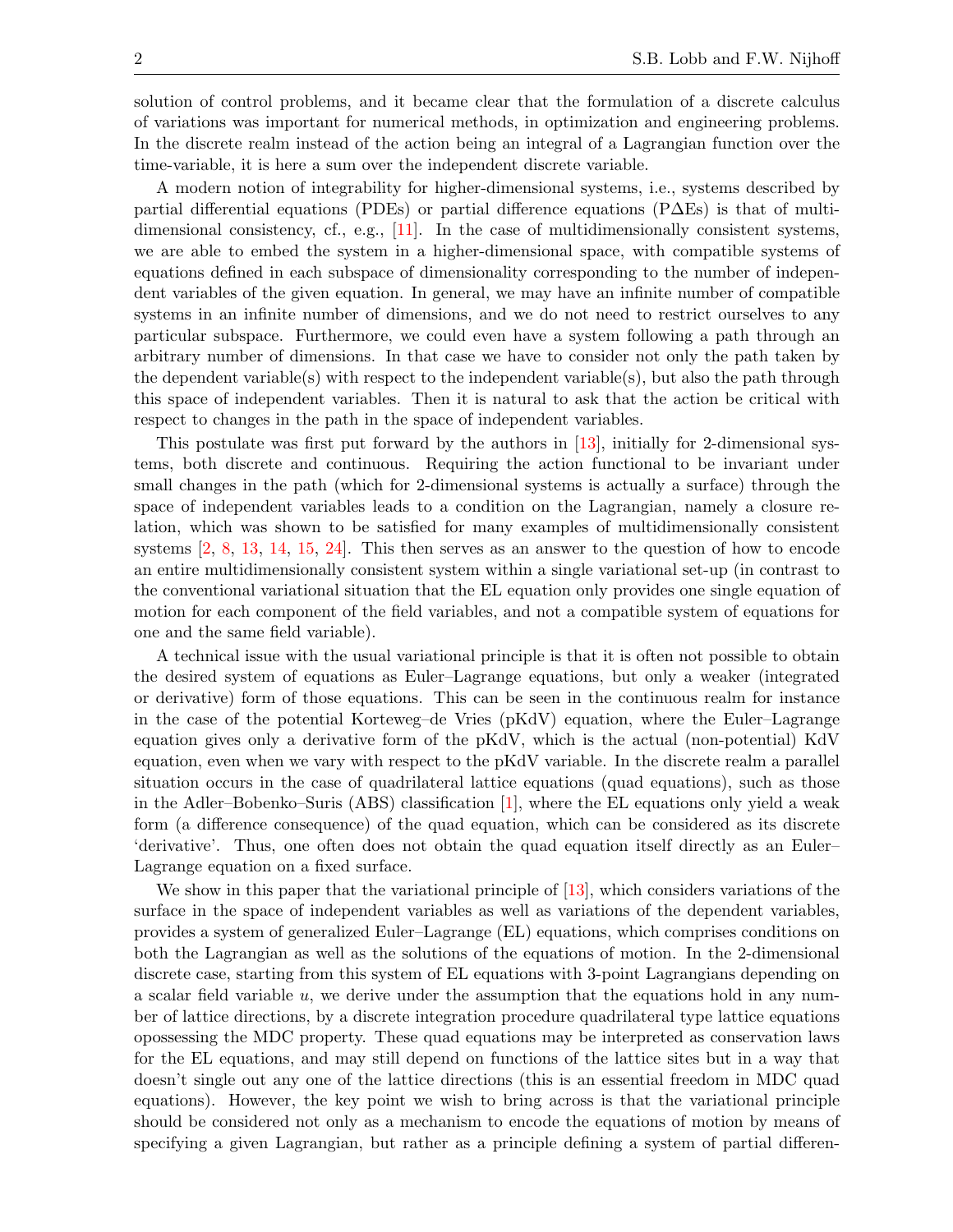solution of control problems, and it became clear that the formulation of a discrete calculus of variations was important for numerical methods, in optimization and engineering problems. In the discrete realm instead of the action being an integral of a Lagrangian function over the time-variable, it is here a sum over the independent discrete variable.

A modern notion of integrability for higher-dimensional systems, i.e., systems described by partial differential equations (PDEs) or partial difference equations (P$\Delta$Es) is that of multi-dimensional consistency, cf., e.g., [11]. In the case of multidimensionally consistent systems, we are able to embed the system in a higher-dimensional space, with compatible systems of equations defined in each subspace of dimensionality corresponding to the number of independent variables of the given equation. In general, we may have an infinite number of compatible systems in an infinite number of dimensions, and we do not need to restrict ourselves to any particular subspace. Furthermore, we could even have a system following a path through an arbitrary number of dimensions. In that case we have to consider not only the path taken by the dependent variable(s) with respect to the independent variable(s), but also the path through this space of independent variables. Then it is natural to ask that the action be critical with respect to changes in the path in the space of independent variables.

This postulate was first put forward by the authors in [13], initially for 2-dimensional systems, both discrete and continuous. Requiring the action functional to be invariant under small changes in the path (which for 2-dimensional systems is actually a surface) through the space of independent variables leads to a condition on the Lagrangian, namely a closure relation, which was shown to be satisfied for many examples of multidimensionally consistent systems [2, 8, 13, 14, 15, 24]. This then serves as an answer to the question of how to encode an entire multidimensionally consistent system within a single variational set-up (in contrast to the conventional variational situation that the EL equation only provides one single equation of motion for each component of the field variables, and not a compatible system of equations for one and the same field variable).

A technical issue with the usual variational principle is that it is often not possible to obtain the desired system of equations as Euler–Lagrange equations, but only a weaker (integrated or derivative) form of those equations. This can be seen in the continuous realm for instance in the case of the potential Korteweg–de Vries (pKdV) equation, where the Euler–Lagrange equation gives only a derivative form of the pKdV, which is the actual (non-potential) KdV equation, even when we vary with respect to the pKdV variable. In the discrete realm a parallel situation occurs in the case of quadrilateral lattice equations (quad equations), such as those in the Adler–Bobenko–Suris (ABS) classification [1], where the EL equations only yield a weak form (a difference consequence) of the quad equation, which can be considered as its discrete 'derivative'. Thus, one often does not obtain the quad equation itself directly as an Euler–Lagrange equation on a fixed surface.

We show in this paper that the variational principle of [13], which considers variations of the surface in the space of independent variables as well as variations of the dependent variables, provides a system of generalized Euler–Lagrange (EL) equations, which comprises conditions on both the Lagrangian as well as the solutions of the equations of motion. In the 2-dimensional discrete case, starting from this system of EL equations with 3-point Lagrangians depending on a scalar field variable $u$, we derive under the assumption that the equations hold in any number of lattice directions, by a discrete integration procedure quadrilateral type lattice equations opossessing the MDC property. These quad equations may be interpreted as conservation laws for the EL equations, and may still depend on functions of the lattice sites but in a way that doesn't single out any one of the lattice directions (this is an essential freedom in MDC quad equations). However, the key point we wish to bring across is that the variational principle should be considered not only as a mechanism to encode the equations of motion by means of specifying a given Lagrangian, but rather as a principle defining a system of partial differen-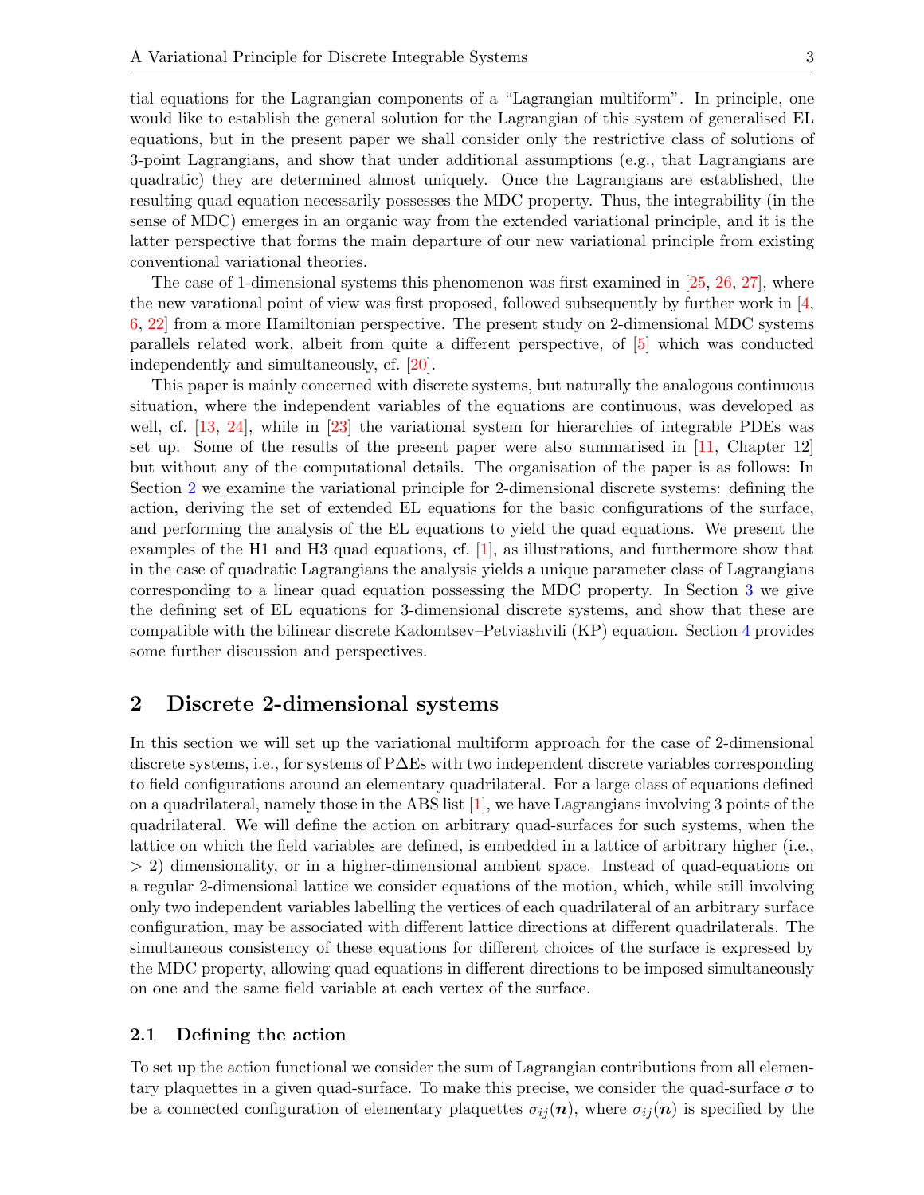tial equations for the Lagrangian components of a "Lagrangian multiform". In principle, one would like to establish the general solution for the Lagrangian of this system of generalised EL equations, but in the present paper we shall consider only the restrictive class of solutions of 3-point Lagrangians, and show that under additional assumptions (e.g., that Lagrangians are quadratic) they are determined almost uniquely. Once the Lagrangians are established, the resulting quad equation necessarily possesses the MDC property. Thus, the integrability (in the sense of MDC) emerges in an organic way from the extended variational principle, and it is the latter perspective that forms the main departure of our new variational principle from existing conventional variational theories.

The case of 1-dimensional systems this phenomenon was first examined in [25, 26, 27], where the new varational point of view was first proposed, followed subsequently by further work in [4, 6, 22] from a more Hamiltonian perspective. The present study on 2-dimensional MDC systems parallels related work, albeit from quite a different perspective, of [5] which was conducted independently and simultaneously, cf. [20].

This paper is mainly concerned with discrete systems, but naturally the analogous continuous situation, where the independent variables of the equations are continuous, was developed as well, cf. [13, 24], while in [23] the variational system for hierarchies of integrable PDEs was set up. Some of the results of the present paper were also summarised in [11, Chapter 12] but without any of the computational details. The organisation of the paper is as follows: In Section 2 we examine the variational principle for 2-dimensional discrete systems: defining the action, deriving the set of extended EL equations for the basic configurations of the surface, and performing the analysis of the EL equations to yield the quad equations. We present the examples of the H1 and H3 quad equations, cf. [1], as illustrations, and furthermore show that in the case of quadratic Lagrangians the analysis yields a unique parameter class of Lagrangians corresponding to a linear quad equation possessing the MDC property. In Section 3 we give the defining set of EL equations for 3-dimensional discrete systems, and show that these are compatible with the bilinear discrete Kadomtsev–Petviashvili (KP) equation. Section 4 provides some further discussion and perspectives.

## 2 Discrete 2-dimensional systems

In this section we will set up the variational multiform approach for the case of 2-dimensional discrete systems, i.e., for systems of P$\Delta$Es with two independent discrete variables corresponding to field configurations around an elementary quadrilateral. For a large class of equations defined on a quadrilateral, namely those in the ABS list [1], we have Lagrangians involving 3 points of the quadrilateral. We will define the action on arbitrary quad-surfaces for such systems, when the lattice on which the field variables are defined, is embedded in a lattice of arbitrary higher (i.e., $> 2$) dimensionality, or in a higher-dimensional ambient space. Instead of quad-equations on a regular 2-dimensional lattice we consider equations of the motion, which, while still involving only two independent variables labelling the vertices of each quadrilateral of an arbitrary surface configuration, may be associated with different lattice directions at different quadrilaterals. The simultaneous consistency of these equations for different choices of the surface is expressed by the MDC property, allowing quad equations in different directions to be imposed simultaneously on one and the same field variable at each vertex of the surface.

### 2.1 Defining the action

To set up the action functional we consider the sum of Lagrangian contributions from all elementary plaquettes in a given quad-surface. To make this precise, we consider the quad-surface $\sigma$ to be a connected configuration of elementary plaquettes $\sigma_{ij}(\boldsymbol{n})$, where $\sigma_{ij}(\boldsymbol{n})$ is specified by the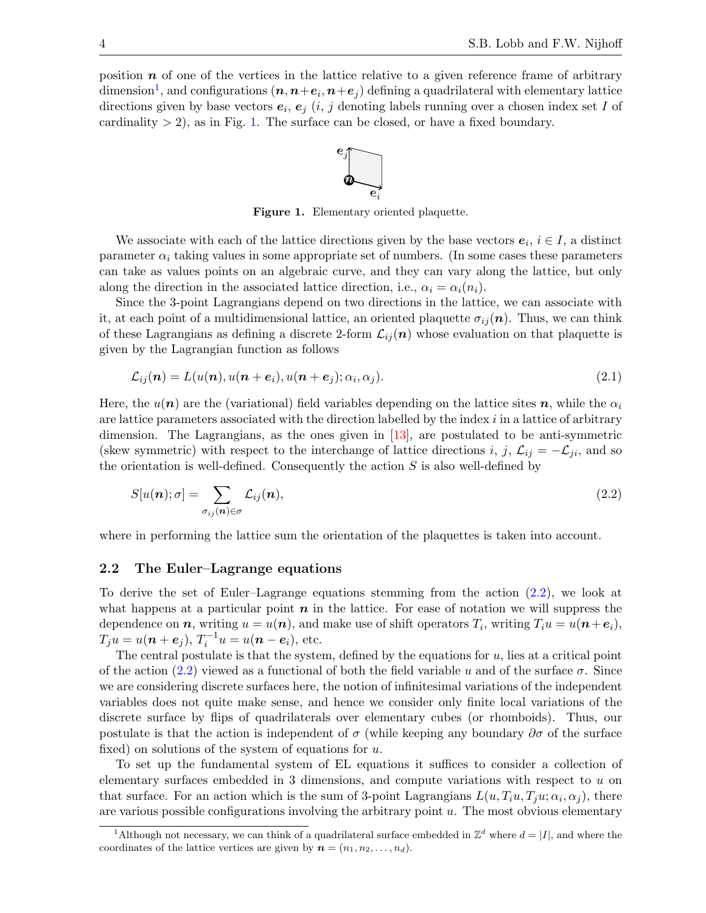position $\boldsymbol{n}$ of one of the vertices in the lattice relative to a given reference frame of arbitrary dimension[1], and configurations $(\boldsymbol{n}, \boldsymbol{n}+\boldsymbol{e}_i, \boldsymbol{n}+\boldsymbol{e}_j)$ defining a quadrilateral with elementary lattice directions given by base vectors $\boldsymbol{e}_i$, $\boldsymbol{e}_j$ ($i$, $j$ denoting labels running over a chosen index set $I$ of cardinality $> 2$), as in Fig. 1. The surface can be closed, or have a fixed boundary.

**Figure 1.** Elementary oriented plaquette.

We associate with each of the lattice directions given by the base vectors $\boldsymbol{e}_i$, $i \in I$, a distinct parameter $\alpha_i$ taking values in some appropriate set of numbers. (In some cases these parameters can take as values points on an algebraic curve, and they can vary along the lattice, but only along the direction in the associated lattice direction, i.e., $\alpha_i = \alpha_i(n_i)$.

Since the 3-point Lagrangians depend on two directions in the lattice, we can associate with it, at each point of a multidimensional lattice, an oriented plaquette $\sigma_{ij}(\boldsymbol{n})$. Thus, we can think of these Lagrangians as defining a discrete 2-form $\mathcal{L}_{ij}(\boldsymbol{n})$ whose evaluation on that plaquette is given by the Lagrangian function as follows

$$\mathcal{L}_{ij}(\boldsymbol{n}) = L(u(\boldsymbol{n}), u(\boldsymbol{n}+\boldsymbol{e}_i), u(\boldsymbol{n}+\boldsymbol{e}_j); \alpha_i, \alpha_j). \tag{2.1}$$

Here, the $u(\boldsymbol{n})$ are the (variational) field variables depending on the lattice sites $\boldsymbol{n}$, while the $\alpha_i$ are lattice parameters associated with the direction labelled by the index $i$ in a lattice of arbitrary dimension. The Lagrangians, as the ones given in [13], are postulated to be anti-symmetric (skew symmetric) with respect to the interchange of lattice directions $i$, $j$, $\mathcal{L}_{ij} = -\mathcal{L}_{ji}$, and so the orientation is well-defined. Consequently the action $S$ is also well-defined by

$$S[u(\boldsymbol{n}); \sigma] = \sum_{\sigma_{ij}(\boldsymbol{n}) \in \sigma} \mathcal{L}_{ij}(\boldsymbol{n}), \tag{2.2}$$

where in performing the lattice sum the orientation of the plaquettes is taken into account.

## 2.2 The Euler–Lagrange equations

To derive the set of Euler–Lagrange equations stemming from the action (2.2), we look at what happens at a particular point $\boldsymbol{n}$ in the lattice. For ease of notation we will suppress the dependence on $\boldsymbol{n}$, writing $u = u(\boldsymbol{n})$, and make use of shift operators $T_i$, writing $T_i u = u(\boldsymbol{n}+\boldsymbol{e}_i)$, $T_j u = u(\boldsymbol{n}+\boldsymbol{e}_j)$, $T_i^{-1} u = u(\boldsymbol{n}-\boldsymbol{e}_i)$, etc.

The central postulate is that the system, defined by the equations for $u$, lies at a critical point of the action (2.2) viewed as a functional of both the field variable $u$ and of the surface $\sigma$. Since we are considering discrete surfaces here, the notion of infinitesimal variations of the independent variables does not quite make sense, and hence we consider only finite local variations of the discrete surface by flips of quadrilaterals over elementary cubes (or rhomboids). Thus, our postulate is that the action is independent of $\sigma$ (while keeping any boundary $\partial\sigma$ of the surface fixed) on solutions of the system of equations for $u$.

To set up the fundamental system of EL equations it suffices to consider a collection of elementary surfaces embedded in 3 dimensions, and compute variations with respect to $u$ on that surface. For an action which is the sum of 3-point Lagrangians $L(u, T_i u, T_j u; \alpha_i, \alpha_j)$, there are various possible configurations involving the arbitrary point $u$. The most obvious elementary

[1]Although not necessary, we can think of a quadrilateral surface embedded in $\mathbb{Z}^d$ where $d = |I|$, and where the coordinates of the lattice vertices are given by $\boldsymbol{n} = (n_1, n_2, \ldots, n_d)$.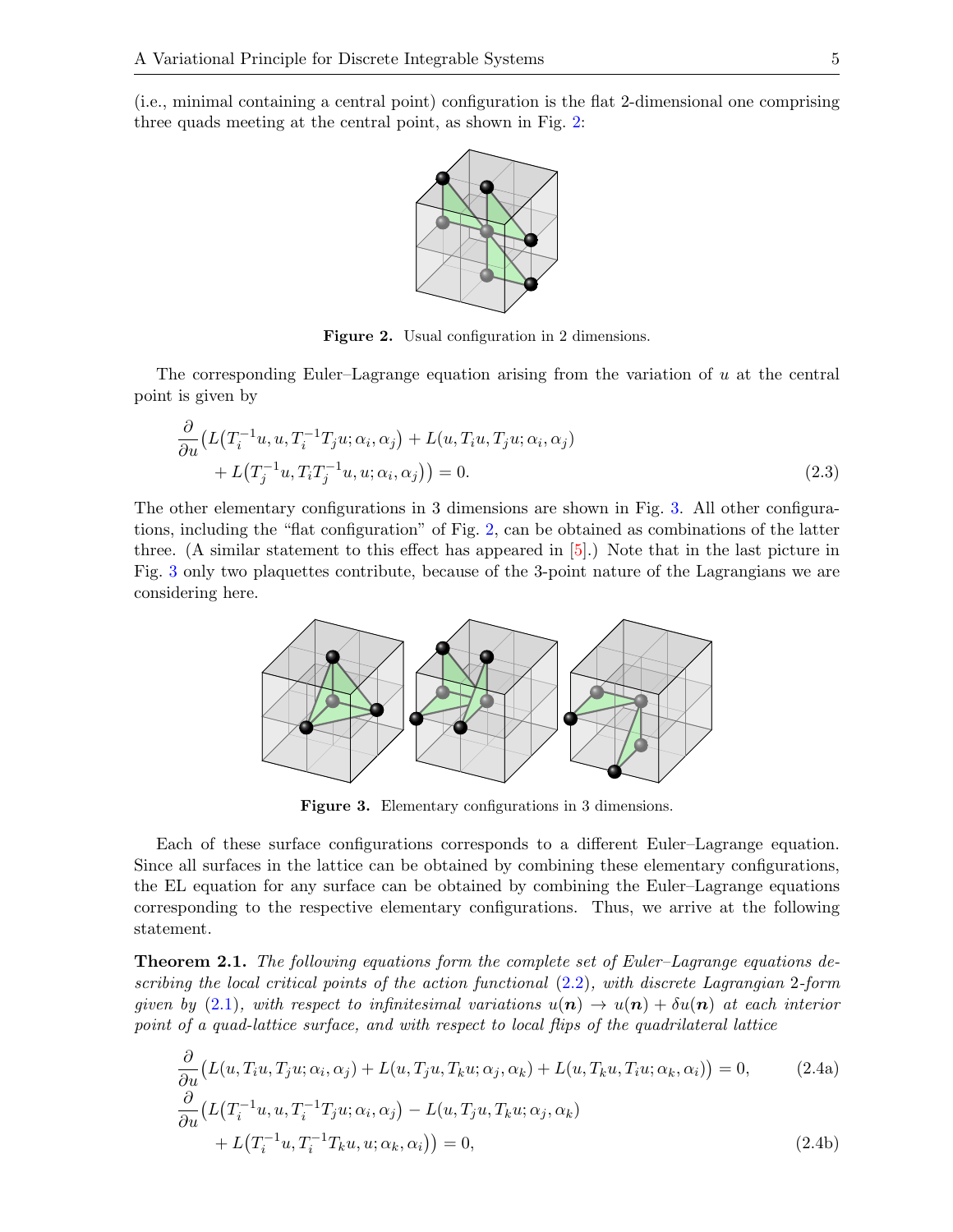(i.e., minimal containing a central point) configuration is the flat 2-dimensional one comprising three quads meeting at the central point, as shown in Fig. 2:

**Figure 2.** Usual configuration in 2 dimensions.

The corresponding Euler–Lagrange equation arising from the variation of $u$ at the central point is given by

$$
\begin{aligned}
&\frac{\partial}{\partial u}\big(L\big(T_i^{-1}u, u, T_i^{-1}T_j u; \alpha_i, \alpha_j\big) + L(u, T_i u, T_j u; \alpha_i, \alpha_j) \\
&\qquad + L\big(T_j^{-1}u, T_i T_j^{-1}u, u; \alpha_i, \alpha_j\big)\big) = 0.
\end{aligned}
\tag{2.3}
$$

The other elementary configurations in 3 dimensions are shown in Fig. 3. All other configurations, including the "flat configuration" of Fig. 2, can be obtained as combinations of the latter three. (A similar statement to this effect has appeared in [5].) Note that in the last picture in Fig. 3 only two plaquettes contribute, because of the 3-point nature of the Lagrangians we are considering here.

**Figure 3.** Elementary configurations in 3 dimensions.

Each of these surface configurations corresponds to a different Euler–Lagrange equation. Since all surfaces in the lattice can be obtained by combining these elementary configurations, the EL equation for any surface can be obtained by combining the Euler–Lagrange equations corresponding to the respective elementary configurations. Thus, we arrive at the following statement.

**Theorem 2.1.** *The following equations form the complete set of Euler–Lagrange equations describing the local critical points of the action functional (2.2), with discrete Lagrangian 2-form given by (2.1), with respect to infinitesimal variations $u(\boldsymbol{n}) \to u(\boldsymbol{n}) + \delta u(\boldsymbol{n})$ at each interior point of a quad-lattice surface, and with respect to local flips of the quadrilateral lattice*

$$
\frac{\partial}{\partial u}\big(L(u, T_i u, T_j u; \alpha_i, \alpha_j) + L(u, T_j u, T_k u; \alpha_j, \alpha_k) + L(u, T_k u, T_i u; \alpha_k, \alpha_i)\big) = 0,
\tag{2.4a}
$$

$$
\begin{aligned}
&\frac{\partial}{\partial u}\big(L\big(T_i^{-1}u, u, T_i^{-1}T_j u; \alpha_i, \alpha_j\big) - L(u, T_j u, T_k u; \alpha_j, \alpha_k) \\
&\qquad + L\big(T_i^{-1}u, T_i^{-1}T_k u, u; \alpha_k, \alpha_i\big)\big) = 0,
\end{aligned}
\tag{2.4b}
$$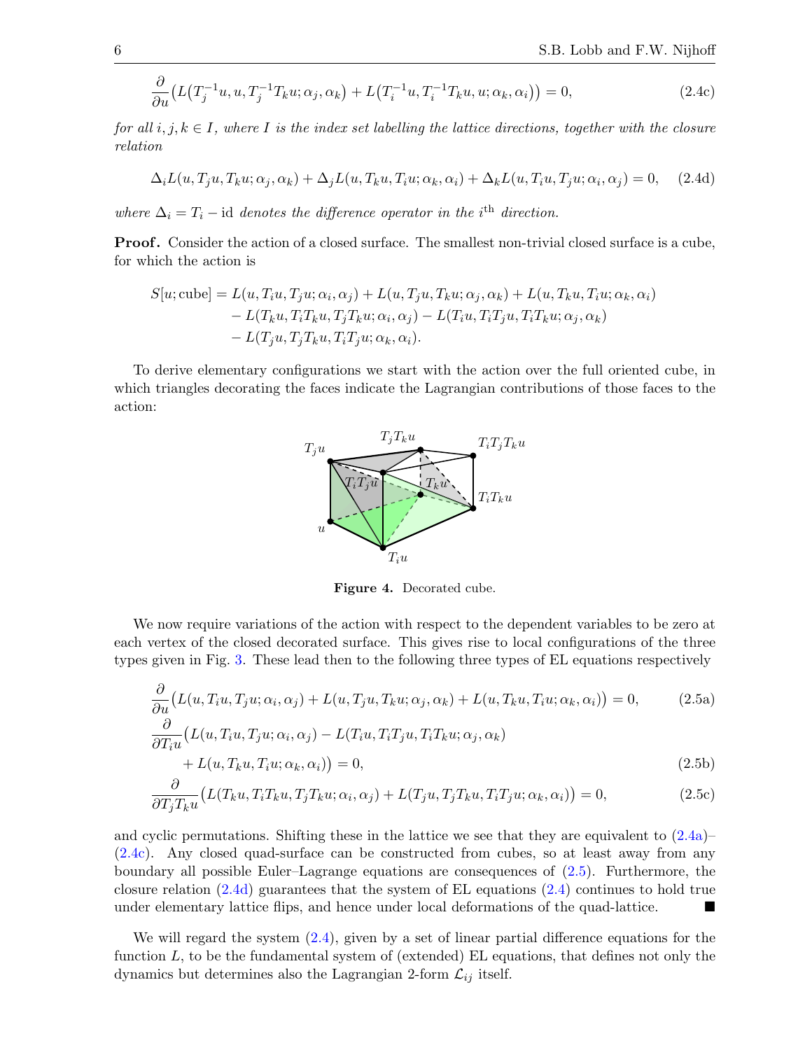$$\frac{\partial}{\partial u}\big(L\big(T_j^{-1}u, u, T_j^{-1}T_k u;\alpha_j,\alpha_k\big) + L\big(T_i^{-1}u, T_i^{-1}T_k u, u;\alpha_k,\alpha_i\big)\big) = 0, \tag{2.4c}$$

*for all $i, j, k \in I$, where $I$ is the index set labelling the lattice directions, together with the closure relation*

$$\Delta_i L(u, T_j u, T_k u;\alpha_j,\alpha_k) + \Delta_j L(u, T_k u, T_i u;\alpha_k,\alpha_i) + \Delta_k L(u, T_i u, T_j u;\alpha_i,\alpha_j) = 0, \tag{2.4d}$$

*where $\Delta_i = T_i - \mathrm{id}$ denotes the difference operator in the $i^{\text{th}}$ direction.*

**Proof.** Consider the action of a closed surface. The smallest non-trivial closed surface is a cube, for which the action is

$$\begin{aligned} S[u;\text{cube}] = {} & L(u, T_i u, T_j u;\alpha_i,\alpha_j) + L(u, T_j u, T_k u;\alpha_j,\alpha_k) + L(u, T_k u, T_i u;\alpha_k,\alpha_i) \\ & - L(T_k u, T_i T_k u, T_j T_k u;\alpha_i,\alpha_j) - L(T_i u, T_i T_j u, T_i T_k u;\alpha_j,\alpha_k) \\ & - L(T_j u, T_j T_k u, T_i T_j u;\alpha_k,\alpha_i). \end{aligned}$$

To derive elementary configurations we start with the action over the full oriented cube, in which triangles decorating the faces indicate the Lagrangian contributions of those faces to the action:

**Figure 4.** Decorated cube.

We now require variations of the action with respect to the dependent variables to be zero at each vertex of the closed decorated surface. This gives rise to local configurations of the three types given in Fig. 3. These lead then to the following three types of EL equations respectively

$$\frac{\partial}{\partial u}\big(L(u, T_i u, T_j u;\alpha_i,\alpha_j) + L(u, T_j u, T_k u;\alpha_j,\alpha_k) + L(u, T_k u, T_i u;\alpha_k,\alpha_i)\big) = 0, \tag{2.5a}$$

$$\begin{aligned} \frac{\partial}{\partial T_i u}\big(& L(u, T_i u, T_j u;\alpha_i,\alpha_j) - L(T_i u, T_i T_j u, T_i T_k u;\alpha_j,\alpha_k) \\ & + L(u, T_k u, T_i u;\alpha_k,\alpha_i)\big) = 0, \end{aligned} \tag{2.5b}$$

$$\frac{\partial}{\partial T_j T_k u}\big(L(T_k u, T_i T_k u, T_j T_k u;\alpha_i,\alpha_j) + L(T_j u, T_j T_k u, T_i T_j u;\alpha_k,\alpha_i)\big) = 0, \tag{2.5c}$$

and cyclic permutations. Shifting these in the lattice we see that they are equivalent to (2.4a)–(2.4c). Any closed quad-surface can be constructed from cubes, so at least away from any boundary all possible Euler–Lagrange equations are consequences of (2.5). Furthermore, the closure relation (2.4d) guarantees that the system of EL equations (2.4) continues to hold true under elementary lattice flips, and hence under local deformations of the quad-lattice. ∎

We will regard the system (2.4), given by a set of linear partial difference equations for the function $L$, to be the fundamental system of (extended) EL equations, that defines not only the dynamics but determines also the Lagrangian 2-form $\mathcal{L}_{ij}$ itself.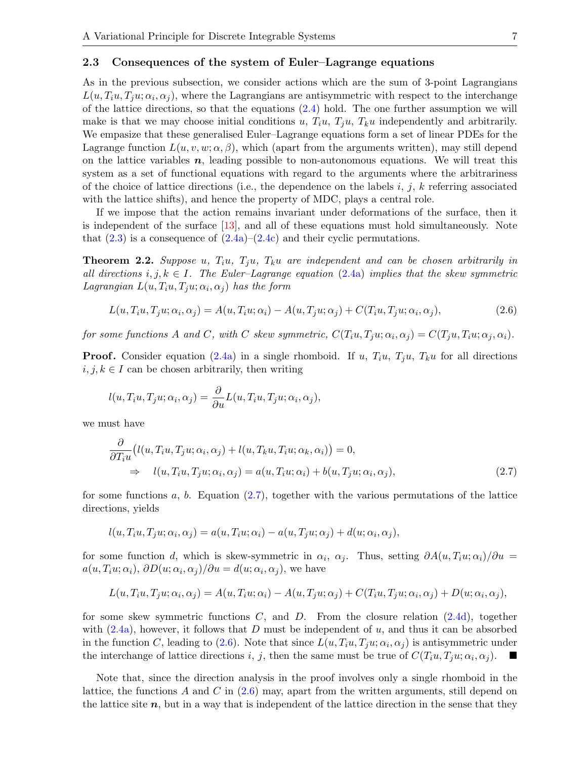### 2.3 Consequences of the system of Euler–Lagrange equations

As in the previous subsection, we consider actions which are the sum of 3-point Lagrangians $L(u, T_iu, T_ju; \alpha_i, \alpha_j)$, where the Lagrangians are antisymmetric with respect to the interchange of the lattice directions, so that the equations (2.4) hold. The one further assumption we will make is that we may choose initial conditions $u$, $T_iu$, $T_ju$, $T_ku$ independently and arbitrarily. We empasize that these generalised Euler–Lagrange equations form a set of linear PDEs for the Lagrange function $L(u, v, w; \alpha, \beta)$, which (apart from the arguments written), may still depend on the lattice variables $\boldsymbol{n}$, leading possible to non-autonomous equations. We will treat this system as a set of functional equations with regard to the arguments where the arbitrariness of the choice of lattice directions (i.e., the dependence on the labels $i$, $j$, $k$ referring associated with the lattice shifts), and hence the property of MDC, plays a central role.

If we impose that the action remains invariant under deformations of the surface, then it is independent of the surface [13], and all of these equations must hold simultaneously. Note that (2.3) is a consequence of (2.4a)–(2.4c) and their cyclic permutations.

**Theorem 2.2.** *Suppose $u$, $T_iu$, $T_ju$, $T_ku$ are independent and can be chosen arbitrarily in all directions $i, j, k \in I$. The Euler–Lagrange equation (2.4a) implies that the skew symmetric Lagrangian $L(u, T_iu, T_ju; \alpha_i, \alpha_j)$ has the form*

$$L(u, T_iu, T_ju; \alpha_i, \alpha_j) = A(u, T_iu; \alpha_i) - A(u, T_ju; \alpha_j) + C(T_iu, T_ju; \alpha_i, \alpha_j), \tag{2.6}$$

*for some functions $A$ and $C$, with $C$ skew symmetric, $C(T_iu, T_ju; \alpha_i, \alpha_j) = C(T_ju, T_iu; \alpha_j, \alpha_i)$.*

**Proof.** Consider equation (2.4a) in a single rhomboid. If $u$, $T_iu$, $T_ju$, $T_ku$ for all directions $i, j, k \in I$ can be chosen arbitrarily, then writing

$$l(u, T_iu, T_ju; \alpha_i, \alpha_j) = \frac{\partial}{\partial u} L(u, T_iu, T_ju; \alpha_i, \alpha_j),$$

we must have

$$\begin{aligned}
&\frac{\partial}{\partial T_iu}\big(l(u, T_iu, T_ju; \alpha_i, \alpha_j) + l(u, T_ku, T_iu; \alpha_k, \alpha_i)\big) = 0, \\
&\qquad \Rightarrow \quad l(u, T_iu, T_ju; \alpha_i, \alpha_j) = a(u, T_iu; \alpha_i) + b(u, T_ju; \alpha_i, \alpha_j),
\end{aligned} \tag{2.7}$$

for some functions $a$, $b$. Equation (2.7), together with the various permutations of the lattice directions, yields

$$l(u, T_iu, T_ju; \alpha_i, \alpha_j) = a(u, T_iu; \alpha_i) - a(u, T_ju; \alpha_j) + d(u; \alpha_i, \alpha_j),$$

for some function $d$, which is skew-symmetric in $\alpha_i$, $\alpha_j$. Thus, setting $\partial A(u, T_iu; \alpha_i)/\partial u = a(u, T_iu; \alpha_i)$, $\partial D(u; \alpha_i, \alpha_j)/\partial u = d(u; \alpha_i, \alpha_j)$, we have

$$L(u, T_iu, T_ju; \alpha_i, \alpha_j) = A(u, T_iu; \alpha_i) - A(u, T_ju; \alpha_j) + C(T_iu, T_ju; \alpha_i, \alpha_j) + D(u; \alpha_i, \alpha_j),$$

for some skew symmetric functions $C$, and $D$. From the closure relation (2.4d), together with (2.4a), however, it follows that $D$ must be independent of $u$, and thus it can be absorbed in the function $C$, leading to (2.6). Note that since $L(u, T_iu, T_ju; \alpha_i, \alpha_j)$ is antisymmetric under the interchange of lattice directions $i$, $j$, then the same must be true of $C(T_iu, T_ju; \alpha_i, \alpha_j)$. ∎

Note that, since the direction analysis in the proof involves only a single rhomboid in the lattice, the functions $A$ and $C$ in (2.6) may, apart from the written arguments, still depend on the lattice site $\boldsymbol{n}$, but in a way that is independent of the lattice direction in the sense that they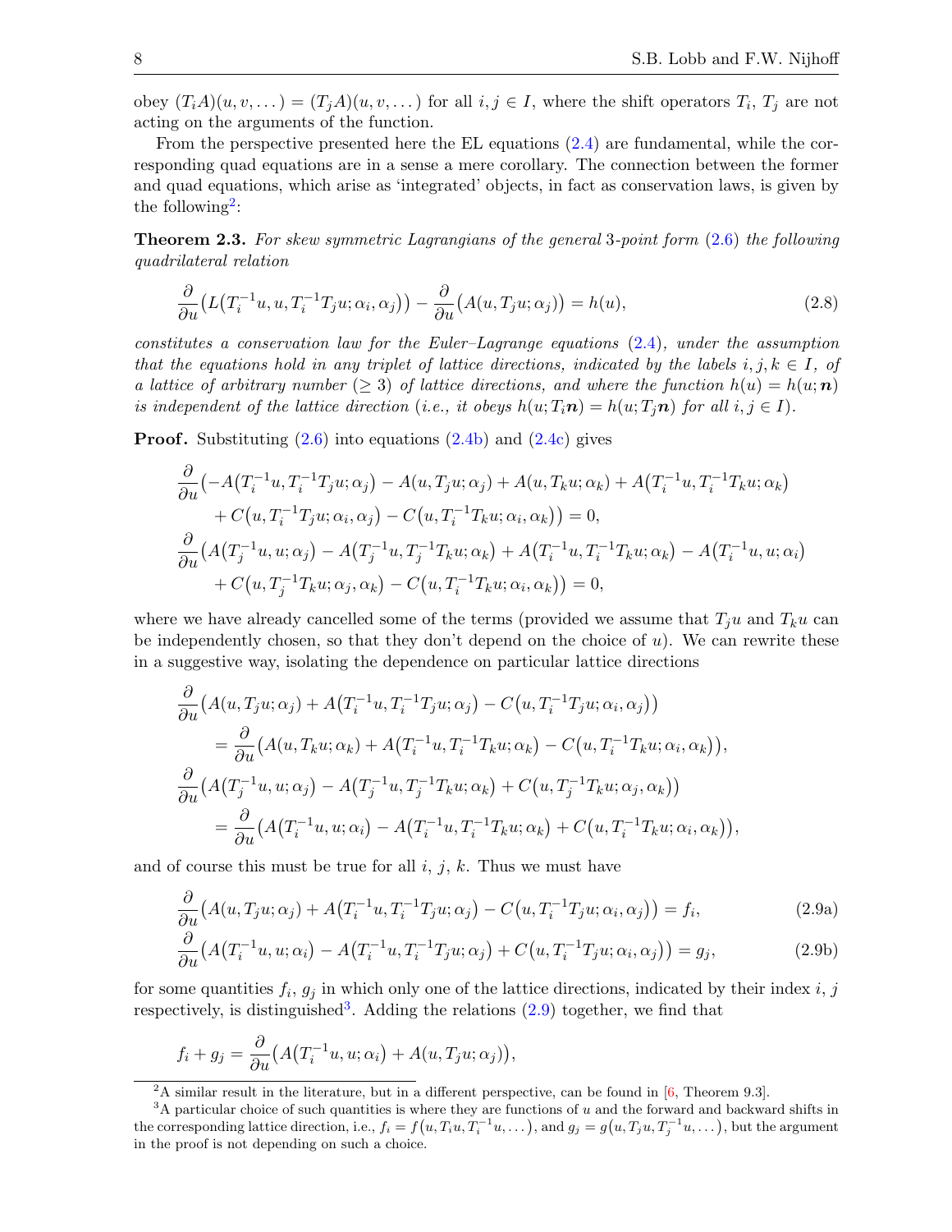obey $(T_iA)(u,v,\dots) = (T_jA)(u,v,\dots)$ for all $i,j \in I$, where the shift operators $T_i$, $T_j$ are not acting on the arguments of the function.

From the perspective presented here the EL equations (2.4) are fundamental, while the corresponding quad equations are in a sense a mere corollary. The connection between the former and quad equations, which arise as 'integrated' objects, in fact as conservation laws, is given by the following[2]:

**Theorem 2.3.** *For skew symmetric Lagrangians of the general* 3*-point form* (2.6) *the following quadrilateral relation*

$$\frac{\partial}{\partial u}\big(L\big(T_i^{-1}u, u, T_i^{-1}T_ju;\alpha_i,\alpha_j\big)\big) - \frac{\partial}{\partial u}\big(A(u,T_ju;\alpha_j)\big) = h(u), \tag{2.8}$$

*constitutes a conservation law for the Euler–Lagrange equations* (2.4)*, under the assumption that the equations hold in any triplet of lattice directions, indicated by the labels $i,j,k \in I$, of a lattice of arbitrary number* ($\geq 3$) *of lattice directions, and where the function $h(u) = h(u;\boldsymbol{n})$ is independent of the lattice direction (i.e., it obeys $h(u;T_i\boldsymbol{n}) = h(u;T_j\boldsymbol{n})$ for all $i,j \in I$).*

**Proof.** Substituting (2.6) into equations (2.4b) and (2.4c) gives

$$\begin{aligned}
&\frac{\partial}{\partial u}\big(-A\big(T_i^{-1}u, T_i^{-1}T_ju;\alpha_j\big) - A(u,T_ju;\alpha_j) + A(u,T_ku;\alpha_k) + A\big(T_i^{-1}u, T_i^{-1}T_ku;\alpha_k\big) \\
&\qquad + C\big(u, T_i^{-1}T_ju;\alpha_i,\alpha_j\big) - C\big(u, T_i^{-1}T_ku;\alpha_i,\alpha_k\big)\big) = 0, \\
&\frac{\partial}{\partial u}\big(A\big(T_j^{-1}u, u;\alpha_j\big) - A\big(T_j^{-1}u, T_j^{-1}T_ku;\alpha_k\big) + A\big(T_i^{-1}u, T_i^{-1}T_ku;\alpha_k\big) - A\big(T_i^{-1}u, u;\alpha_i\big) \\
&\qquad + C\big(u, T_j^{-1}T_ku;\alpha_j,\alpha_k\big) - C\big(u, T_i^{-1}T_ku;\alpha_i,\alpha_k\big)\big) = 0,
\end{aligned}$$

where we have already cancelled some of the terms (provided we assume that $T_ju$ and $T_ku$ can be independently chosen, so that they don't depend on the choice of $u$). We can rewrite these in a suggestive way, isolating the dependence on particular lattice directions

$$\begin{aligned}
&\frac{\partial}{\partial u}\big(A(u,T_ju;\alpha_j) + A\big(T_i^{-1}u, T_i^{-1}T_ju;\alpha_j\big) - C\big(u, T_i^{-1}T_ju;\alpha_i,\alpha_j\big)\big) \\
&\qquad = \frac{\partial}{\partial u}\big(A(u,T_ku;\alpha_k) + A\big(T_i^{-1}u, T_i^{-1}T_ku;\alpha_k\big) - C\big(u, T_i^{-1}T_ku;\alpha_i,\alpha_k\big)\big), \\
&\frac{\partial}{\partial u}\big(A\big(T_j^{-1}u, u;\alpha_j\big) - A\big(T_j^{-1}u, T_j^{-1}T_ku;\alpha_k\big) + C\big(u, T_j^{-1}T_ku;\alpha_j,\alpha_k\big)\big) \\
&\qquad = \frac{\partial}{\partial u}\big(A\big(T_i^{-1}u, u;\alpha_i\big) - A\big(T_i^{-1}u, T_i^{-1}T_ku;\alpha_k\big) + C\big(u, T_i^{-1}T_ku;\alpha_i,\alpha_k\big)\big),
\end{aligned}$$

and of course this must be true for all $i$, $j$, $k$. Thus we must have

$$\frac{\partial}{\partial u}\big(A(u,T_ju;\alpha_j) + A\big(T_i^{-1}u, T_i^{-1}T_ju;\alpha_j\big) - C\big(u, T_i^{-1}T_ju;\alpha_i,\alpha_j\big)\big) = f_i, \tag{2.9a}$$

$$\frac{\partial}{\partial u}\big(A\big(T_i^{-1}u, u;\alpha_i\big) - A\big(T_i^{-1}u, T_i^{-1}T_ju;\alpha_j\big) + C\big(u, T_i^{-1}T_ju;\alpha_i,\alpha_j\big)\big) = g_j, \tag{2.9b}$$

for some quantities $f_i$, $g_j$ in which only one of the lattice directions, indicated by their index $i$, $j$ respectively, is distinguished[3]. Adding the relations (2.9) together, we find that

$$f_i + g_j = \frac{\partial}{\partial u}\big(A\big(T_i^{-1}u, u;\alpha_i\big) + A(u,T_ju;\alpha_j)\big),$$

[2] A similar result in the literature, but in a different perspective, can be found in [6, Theorem 9.3].

[3] A particular choice of such quantities is where they are functions of $u$ and the forward and backward shifts in the corresponding lattice direction, i.e., $f_i = f\big(u, T_iu, T_i^{-1}u, \dots\big)$, and $g_j = g\big(u, T_ju, T_j^{-1}u, \dots\big)$, but the argument in the proof is not depending on such a choice.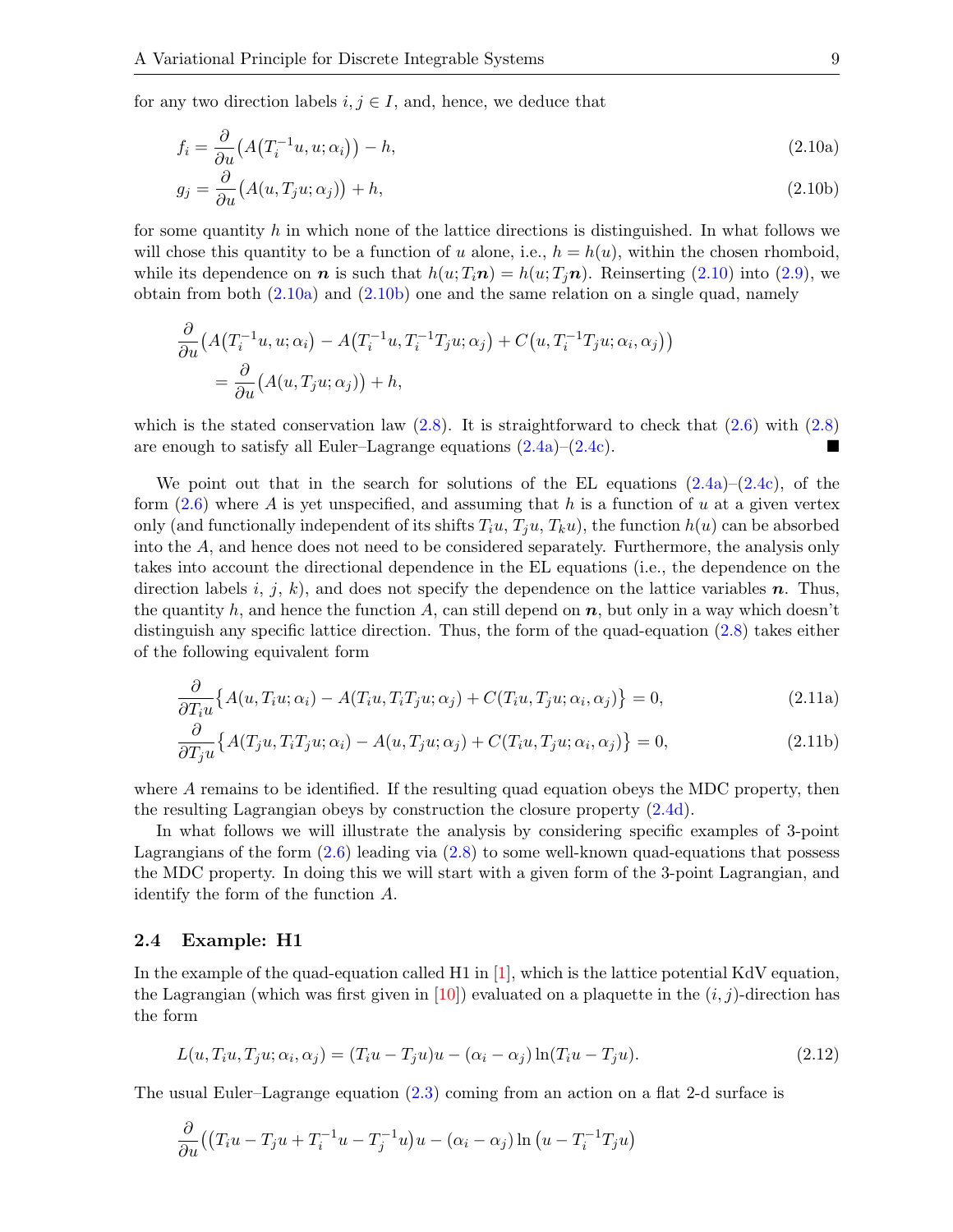for any two direction labels $i, j \in I$, and, hence, we deduce that

$$f_i = \frac{\partial}{\partial u}\big(A\big(T_i^{-1}u, u; \alpha_i\big)\big) - h, \tag{2.10a}$$

$$g_j = \frac{\partial}{\partial u}\big(A(u, T_j u; \alpha_j)\big) + h, \tag{2.10b}$$

for some quantity $h$ in which none of the lattice directions is distinguished. In what follows we will chose this quantity to be a function of $u$ alone, i.e., $h = h(u)$, within the chosen rhomboid, while its dependence on $\boldsymbol{n}$ is such that $h(u; T_i\boldsymbol{n}) = h(u; T_j\boldsymbol{n})$. Reinserting (2.10) into (2.9), we obtain from both (2.10a) and (2.10b) one and the same relation on a single quad, namely

$$\begin{aligned}
&\frac{\partial}{\partial u}\big(A\big(T_i^{-1}u, u; \alpha_i\big) - A\big(T_i^{-1}u, T_i^{-1}T_j u; \alpha_j\big) + C\big(u, T_i^{-1}T_j u; \alpha_i, \alpha_j\big)\big) \\
&\qquad = \frac{\partial}{\partial u}\big(A(u, T_j u; \alpha_j)\big) + h,
\end{aligned}$$

which is the stated conservation law (2.8). It is straightforward to check that (2.6) with (2.8) are enough to satisfy all Euler–Lagrange equations (2.4a)–(2.4c). ∎

We point out that in the search for solutions of the EL equations (2.4a)–(2.4c), of the form (2.6) where $A$ is yet unspecified, and assuming that $h$ is a function of $u$ at a given vertex only (and functionally independent of its shifts $T_i u$, $T_j u$, $T_k u$), the function $h(u)$ can be absorbed into the $A$, and hence does not need to be considered separately. Furthermore, the analysis only takes into account the directional dependence in the EL equations (i.e., the dependence on the direction labels $i$, $j$, $k$), and does not specify the dependence on the lattice variables $\boldsymbol{n}$. Thus, the quantity $h$, and hence the function $A$, can still depend on $\boldsymbol{n}$, but only in a way which doesn't distinguish any specific lattice direction. Thus, the form of the quad-equation (2.8) takes either of the following equivalent form

$$\frac{\partial}{\partial T_i u}\big\{A(u, T_i u; \alpha_i) - A(T_i u, T_i T_j u; \alpha_j) + C(T_i u, T_j u; \alpha_i, \alpha_j)\big\} = 0, \tag{2.11a}$$

$$\frac{\partial}{\partial T_j u}\big\{A(T_j u, T_i T_j u; \alpha_i) - A(u, T_j u; \alpha_j) + C(T_i u, T_j u; \alpha_i, \alpha_j)\big\} = 0, \tag{2.11b}$$

where $A$ remains to be identified. If the resulting quad equation obeys the MDC property, then the resulting Lagrangian obeys by construction the closure property (2.4d).

In what follows we will illustrate the analysis by considering specific examples of 3-point Lagrangians of the form (2.6) leading via (2.8) to some well-known quad-equations that possess the MDC property. In doing this we will start with a given form of the 3-point Lagrangian, and identify the form of the function $A$.

### 2.4 Example: H1

In the example of the quad-equation called H1 in [1], which is the lattice potential KdV equation, the Lagrangian (which was first given in [10]) evaluated on a plaquette in the $(i, j)$-direction has the form

$$L(u, T_i u, T_j u; \alpha_i, \alpha_j) = (T_i u - T_j u)u - (\alpha_i - \alpha_j)\ln(T_i u - T_j u). \tag{2.12}$$

The usual Euler–Lagrange equation (2.3) coming from an action on a flat 2-d surface is

$$\frac{\partial}{\partial u}\big(\big(T_i u - T_j u + T_i^{-1}u - T_j^{-1}u\big)u - (\alpha_i - \alpha_j)\ln\big(u - T_i^{-1}T_j u\big)$$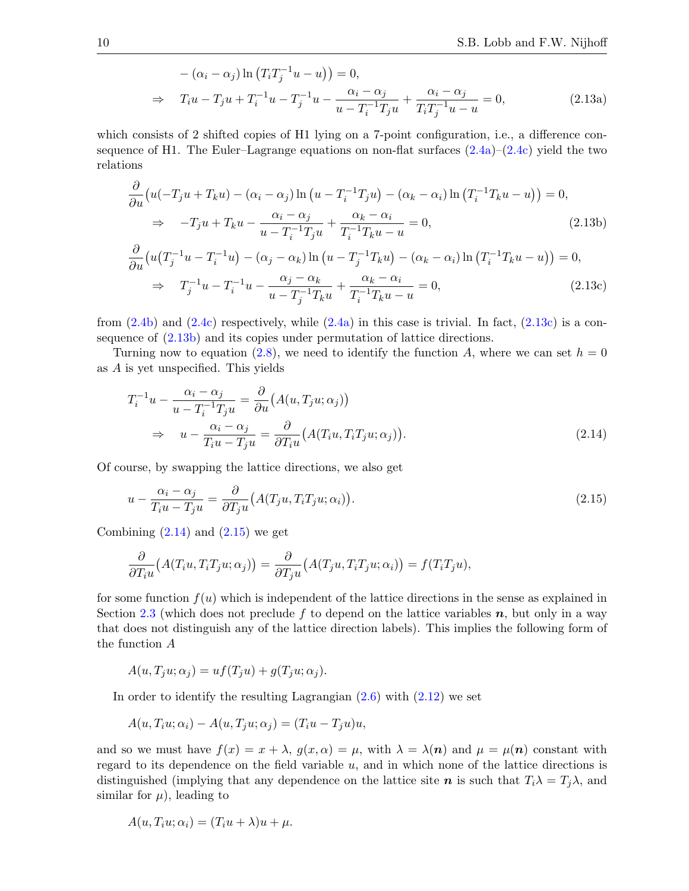$$
\begin{aligned}
&\qquad - (\alpha_i - \alpha_j) \ln \left( T_i T_j^{-1} u - u \right) \big) = 0, \\
&\Rightarrow \quad T_i u - T_j u + T_i^{-1} u - T_j^{-1} u - \frac{\alpha_i - \alpha_j}{u - T_i^{-1} T_j u} + \frac{\alpha_i - \alpha_j}{T_i T_j^{-1} u - u} = 0,
\end{aligned}
\tag{2.13a}
$$

which consists of 2 shifted copies of H1 lying on a 7-point configuration, i.e., a difference consequence of H1. The Euler–Lagrange equations on non-flat surfaces (2.4a)–(2.4c) yield the two relations

$$
\begin{aligned}
&\frac{\partial}{\partial u} \big( u(-T_j u + T_k u) - (\alpha_i - \alpha_j) \ln \left( u - T_i^{-1} T_j u \right) - (\alpha_k - \alpha_i) \ln \left( T_i^{-1} T_k u - u \right) \big) = 0, \\
&\qquad \Rightarrow \quad -T_j u + T_k u - \frac{\alpha_i - \alpha_j}{u - T_i^{-1} T_j u} + \frac{\alpha_k - \alpha_i}{T_i^{-1} T_k u - u} = 0,
\end{aligned}
\tag{2.13b}
$$

$$
\begin{aligned}
&\frac{\partial}{\partial u} \big( u\big(T_j^{-1} u - T_i^{-1} u\big) - (\alpha_j - \alpha_k) \ln \left( u - T_j^{-1} T_k u \right) - (\alpha_k - \alpha_i) \ln \left( T_i^{-1} T_k u - u \right) \big) = 0, \\
&\qquad \Rightarrow \quad T_j^{-1} u - T_i^{-1} u - \frac{\alpha_j - \alpha_k}{u - T_j^{-1} T_k u} + \frac{\alpha_k - \alpha_i}{T_i^{-1} T_k u - u} = 0,
\end{aligned}
\tag{2.13c}
$$

from (2.4b) and (2.4c) respectively, while (2.4a) in this case is trivial. In fact, (2.13c) is a consequence of (2.13b) and its copies under permutation of lattice directions.

Turning now to equation (2.8), we need to identify the function $A$, where we can set $h = 0$ as $A$ is yet unspecified. This yields

$$
\begin{aligned}
&T_i^{-1} u - \frac{\alpha_i - \alpha_j}{u - T_i^{-1} T_j u} = \frac{\partial}{\partial u} \big( A(u, T_j u; \alpha_j) \big) \\
&\qquad \Rightarrow \quad u - \frac{\alpha_i - \alpha_j}{T_i u - T_j u} = \frac{\partial}{\partial T_i u} \big( A(T_i u, T_i T_j u; \alpha_j) \big).
\end{aligned}
\tag{2.14}
$$

Of course, by swapping the lattice directions, we also get

$$
u - \frac{\alpha_i - \alpha_j}{T_i u - T_j u} = \frac{\partial}{\partial T_j u} \big( A(T_j u, T_i T_j u; \alpha_i) \big).
\tag{2.15}
$$

Combining (2.14) and (2.15) we get

$$
\frac{\partial}{\partial T_i u} \big( A(T_i u, T_i T_j u; \alpha_j) \big) = \frac{\partial}{\partial T_j u} \big( A(T_j u, T_i T_j u; \alpha_i) \big) = f(T_i T_j u),
$$

for some function $f(u)$ which is independent of the lattice directions in the sense as explained in Section 2.3 (which does not preclude $f$ to depend on the lattice variables $\boldsymbol{n}$, but only in a way that does not distinguish any of the lattice direction labels). This implies the following form of the function $A$

$$
A(u, T_j u; \alpha_j) = u f(T_j u) + g(T_j u; \alpha_j).
$$

In order to identify the resulting Lagrangian (2.6) with (2.12) we set

$$
A(u, T_i u; \alpha_i) - A(u, T_j u; \alpha_j) = (T_i u - T_j u) u,
$$

and so we must have $f(x) = x + \lambda$, $g(x, \alpha) = \mu$, with $\lambda = \lambda(\boldsymbol{n})$ and $\mu = \mu(\boldsymbol{n})$ constant with regard to its dependence on the field variable $u$, and in which none of the lattice directions is distinguished (implying that any dependence on the lattice site $\boldsymbol{n}$ is such that $T_i \lambda = T_j \lambda$, and similar for $\mu$), leading to

$$
A(u, T_i u; \alpha_i) = (T_i u + \lambda) u + \mu.
$$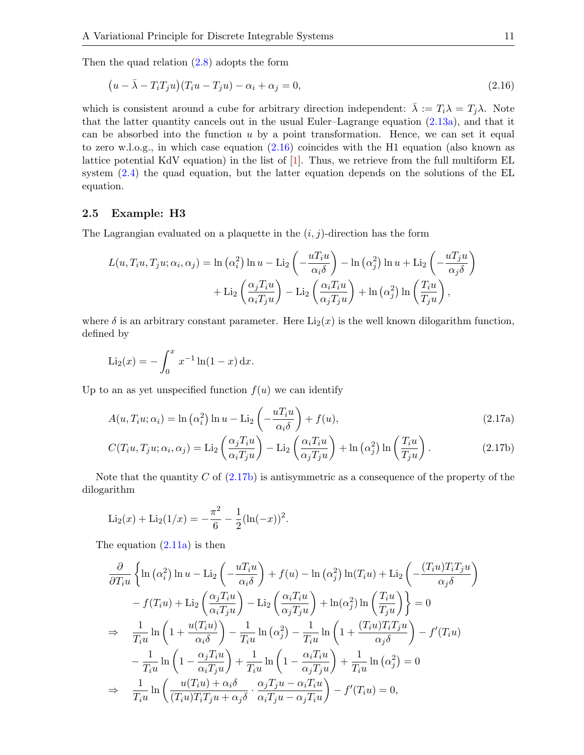Then the quad relation (2.8) adopts the form

$$\big(u - \bar{\lambda} - T_iT_ju\big)(T_iu - T_ju) - \alpha_i + \alpha_j = 0, \tag{2.16}$$

which is consistent around a cube for arbitrary direction independent: $\bar{\lambda} := T_i\lambda = T_j\lambda$. Note that the latter quantity cancels out in the usual Euler–Lagrange equation (2.13a), and that it can be absorbed into the function $u$ by a point transformation. Hence, we can set it equal to zero w.l.o.g., in which case equation (2.16) coincides with the H1 equation (also known as lattice potential KdV equation) in the list of [1]. Thus, we retrieve from the full multiform EL system (2.4) the quad equation, but the latter equation depends on the solutions of the EL equation.

## 2.5 Example: H3

The Lagrangian evaluated on a plaquette in the $(i,j)$-direction has the form

$$\begin{aligned}
L(u, T_iu, T_ju; \alpha_i, \alpha_j) &= \ln\left(\alpha_i^2\right)\ln u - \mathrm{Li}_2\left(-\frac{uT_iu}{\alpha_i\delta}\right) - \ln\left(\alpha_j^2\right)\ln u + \mathrm{Li}_2\left(-\frac{uT_ju}{\alpha_j\delta}\right) \\
&\quad + \mathrm{Li}_2\left(\frac{\alpha_jT_iu}{\alpha_iT_ju}\right) - \mathrm{Li}_2\left(\frac{\alpha_iT_iu}{\alpha_jT_ju}\right) + \ln\left(\alpha_j^2\right)\ln\left(\frac{T_iu}{T_ju}\right),
\end{aligned}$$

where $\delta$ is an arbitrary constant parameter. Here $\mathrm{Li}_2(x)$ is the well known dilogarithm function, defined by

$$\mathrm{Li}_2(x) = -\int_0^x x^{-1}\ln(1-x)\,\mathrm{d}x.$$

Up to an as yet unspecified function $f(u)$ we can identify

$$A(u, T_iu; \alpha_i) = \ln\left(\alpha_i^2\right)\ln u - \mathrm{Li}_2\left(-\frac{uT_iu}{\alpha_i\delta}\right) + f(u), \tag{2.17a}$$

$$C(T_iu, T_ju; \alpha_i, \alpha_j) = \mathrm{Li}_2\left(\frac{\alpha_jT_iu}{\alpha_iT_ju}\right) - \mathrm{Li}_2\left(\frac{\alpha_iT_iu}{\alpha_jT_ju}\right) + \ln\left(\alpha_j^2\right)\ln\left(\frac{T_iu}{T_ju}\right). \tag{2.17b}$$

Note that the quantity $C$ of (2.17b) is antisymmetric as a consequence of the property of the dilogarithm

$$\mathrm{Li}_2(x) + \mathrm{Li}_2(1/x) = -\frac{\pi^2}{6} - \frac{1}{2}(\ln(-x))^2.$$

The equation (2.11a) is then

$$\begin{aligned}
&\frac{\partial}{\partial T_iu}\bigg\{\ln\left(\alpha_i^2\right)\ln u - \mathrm{Li}_2\left(-\frac{uT_iu}{\alpha_i\delta}\right) + f(u) - \ln\left(\alpha_j^2\right)\ln(T_iu) + \mathrm{Li}_2\left(-\frac{(T_iu)T_iT_ju}{\alpha_j\delta}\right) \\
&\qquad - f(T_iu) + \mathrm{Li}_2\left(\frac{\alpha_jT_iu}{\alpha_iT_ju}\right) - \mathrm{Li}_2\left(\frac{\alpha_iT_iu}{\alpha_jT_ju}\right) + \ln(\alpha_j^2)\ln\left(\frac{T_iu}{T_ju}\right)\bigg\} = 0 \\
\Rightarrow\quad &\frac{1}{T_iu}\ln\left(1 + \frac{u(T_iu)}{\alpha_i\delta}\right) - \frac{1}{T_iu}\ln\left(\alpha_j^2\right) - \frac{1}{T_iu}\ln\left(1 + \frac{(T_iu)T_iT_ju}{\alpha_j\delta}\right) - f'(T_iu) \\
&\qquad - \frac{1}{T_iu}\ln\left(1 - \frac{\alpha_jT_iu}{\alpha_iT_ju}\right) + \frac{1}{T_iu}\ln\left(1 - \frac{\alpha_iT_iu}{\alpha_jT_ju}\right) + \frac{1}{T_iu}\ln\left(\alpha_j^2\right) = 0 \\
\Rightarrow\quad &\frac{1}{T_iu}\ln\left(\frac{u(T_iu) + \alpha_i\delta}{(T_iu)T_iT_ju + \alpha_j\delta}\cdot\frac{\alpha_jT_ju - \alpha_iT_iu}{\alpha_iT_ju - \alpha_jT_iu}\right) - f'(T_iu) = 0,
\end{aligned}$$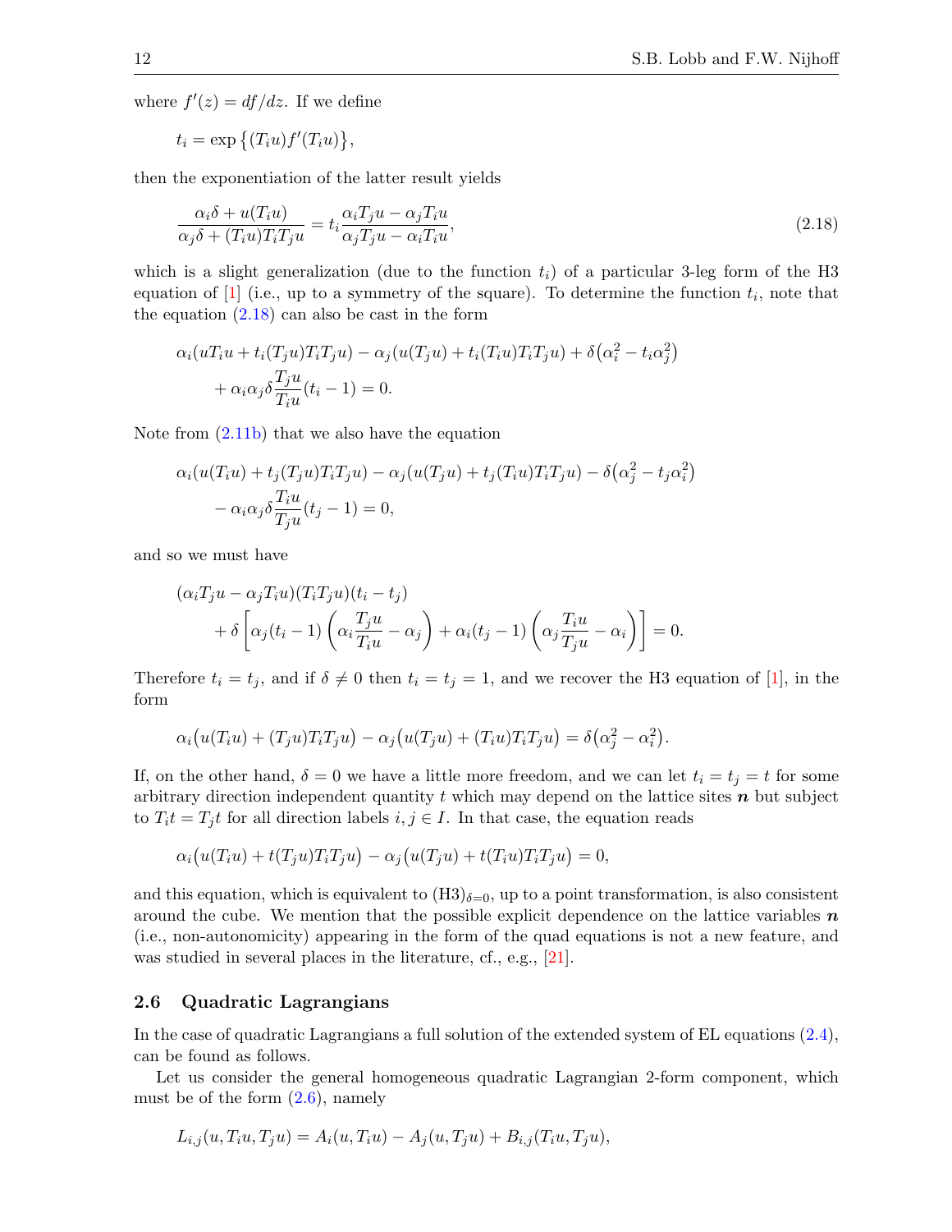where $f'(z) = df/dz$. If we define

$$t_i = \exp\left\{(T_i u) f'(T_i u)\right\},$$

then the exponentiation of the latter result yields

$$\frac{\alpha_i \delta + u(T_i u)}{\alpha_j \delta + (T_i u) T_i T_j u} = t_i \frac{\alpha_i T_j u - \alpha_j T_i u}{\alpha_j T_j u - \alpha_i T_i u}, \tag{2.18}$$

which is a slight generalization (due to the function $t_i$) of a particular 3-leg form of the H3 equation of [1] (i.e., up to a symmetry of the square). To determine the function $t_i$, note that the equation (2.18) can also be cast in the form

$$\begin{aligned}
&\alpha_i(u T_i u + t_i (T_j u) T_i T_j u) - \alpha_j (u(T_j u) + t_i (T_i u) T_i T_j u) + \delta\left(\alpha_i^2 - t_i \alpha_j^2\right) \\
&\quad + \alpha_i \alpha_j \delta \frac{T_j u}{T_i u}(t_i - 1) = 0.
\end{aligned}$$

Note from (2.11b) that we also have the equation

$$\begin{aligned}
&\alpha_i(u(T_i u) + t_j (T_j u) T_i T_j u) - \alpha_j (u(T_j u) + t_j (T_i u) T_i T_j u) - \delta\left(\alpha_j^2 - t_j \alpha_i^2\right) \\
&\quad - \alpha_i \alpha_j \delta \frac{T_i u}{T_j u}(t_j - 1) = 0,
\end{aligned}$$

and so we must have

$$\begin{aligned}
&(\alpha_i T_j u - \alpha_j T_i u)(T_i T_j u)(t_i - t_j) \\
&\quad + \delta\left[\alpha_j (t_i - 1)\left(\alpha_i \frac{T_j u}{T_i u} - \alpha_j\right) + \alpha_i (t_j - 1)\left(\alpha_j \frac{T_i u}{T_j u} - \alpha_i\right)\right] = 0.
\end{aligned}$$

Therefore $t_i = t_j$, and if $\delta \neq 0$ then $t_i = t_j = 1$, and we recover the H3 equation of [1], in the form

$$\alpha_i\big(u(T_i u) + (T_j u) T_i T_j u\big) - \alpha_j\big(u(T_j u) + (T_i u) T_i T_j u\big) = \delta\big(\alpha_j^2 - \alpha_i^2\big).$$

If, on the other hand, $\delta = 0$ we have a little more freedom, and we can let $t_i = t_j = t$ for some arbitrary direction independent quantity $t$ which may depend on the lattice sites $\boldsymbol{n}$ but subject to $T_i t = T_j t$ for all direction labels $i, j \in I$. In that case, the equation reads

$$\alpha_i\big(u(T_i u) + t(T_j u) T_i T_j u\big) - \alpha_j\big(u(T_j u) + t(T_i u) T_i T_j u\big) = 0,$$

and this equation, which is equivalent to $(\mathrm{H3})_{\delta=0}$, up to a point transformation, is also consistent around the cube. We mention that the possible explicit dependence on the lattice variables $\boldsymbol{n}$ (i.e., non-autonomicity) appearing in the form of the quad equations is not a new feature, and was studied in several places in the literature, cf., e.g., [21].

## 2.6 Quadratic Lagrangians

In the case of quadratic Lagrangians a full solution of the extended system of EL equations (2.4), can be found as follows.

Let us consider the general homogeneous quadratic Lagrangian 2-form component, which must be of the form (2.6), namely

$$L_{i,j}(u, T_i u, T_j u) = A_i(u, T_i u) - A_j(u, T_j u) + B_{i,j}(T_i u, T_j u),$$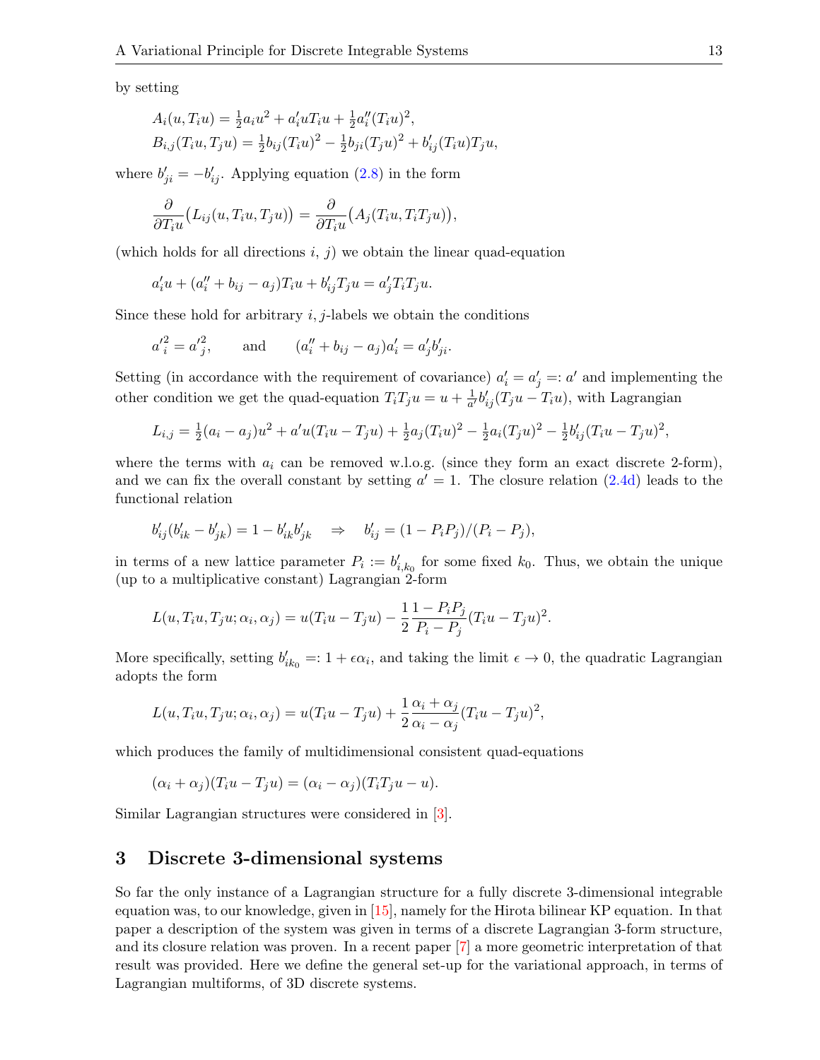by setting

$$A_i(u, T_iu) = \tfrac{1}{2}a_iu^2 + a_i'uT_iu + \tfrac{1}{2}a_i''(T_iu)^2,$$
$$B_{i,j}(T_iu, T_ju) = \tfrac{1}{2}b_{ij}(T_iu)^2 - \tfrac{1}{2}b_{ji}(T_ju)^2 + b_{ij}'(T_iu)T_ju,$$

where $b_{ji}' = -b_{ij}'$. Applying equation (2.8) in the form

$$\frac{\partial}{\partial T_iu}\big(L_{ij}(u, T_iu, T_ju)\big) = \frac{\partial}{\partial T_iu}\big(A_j(T_iu, T_iT_ju)\big),$$

(which holds for all directions $i$, $j$) we obtain the linear quad-equation

$$a_i'u + (a_i'' + b_{ij} - a_j)T_iu + b_{ij}'T_ju = a_j'T_iT_ju.$$

Since these hold for arbitrary $i, j$-labels we obtain the conditions

$$a_i'^2 = a_j'^2, \qquad \text{and} \qquad (a_i'' + b_{ij} - a_j)a_i' = a_j'b_{ji}'.$$

Setting (in accordance with the requirement of covariance) $a_i' = a_j' =: a'$ and implementing the other condition we get the quad-equation $T_iT_ju = u + \frac{1}{a'}b_{ij}'(T_ju - T_iu)$, with Lagrangian

$$L_{i,j} = \tfrac{1}{2}(a_i - a_j)u^2 + a'u(T_iu - T_ju) + \tfrac{1}{2}a_j(T_iu)^2 - \tfrac{1}{2}a_i(T_ju)^2 - \tfrac{1}{2}b_{ij}'(T_iu - T_ju)^2,$$

where the terms with $a_i$ can be removed w.l.o.g. (since they form an exact discrete 2-form), and we can fix the overall constant by setting $a' = 1$. The closure relation (2.4d) leads to the functional relation

$$b_{ij}'(b_{ik}' - b_{jk}') = 1 - b_{ik}'b_{jk}' \quad \Rightarrow \quad b_{ij}' = (1 - P_iP_j)/(P_i - P_j),$$

in terms of a new lattice parameter $P_i := b_{i,k_0}'$ for some fixed $k_0$. Thus, we obtain the unique (up to a multiplicative constant) Lagrangian 2-form

$$L(u, T_iu, T_ju; \alpha_i, \alpha_j) = u(T_iu - T_ju) - \frac{1}{2}\frac{1 - P_iP_j}{P_i - P_j}(T_iu - T_ju)^2.$$

More specifically, setting $b_{ik_0}' =: 1 + \epsilon\alpha_i$, and taking the limit $\epsilon \to 0$, the quadratic Lagrangian adopts the form

$$L(u, T_iu, T_ju; \alpha_i, \alpha_j) = u(T_iu - T_ju) + \frac{1}{2}\frac{\alpha_i + \alpha_j}{\alpha_i - \alpha_j}(T_iu - T_ju)^2,$$

which produces the family of multidimensional consistent quad-equations

$$(\alpha_i + \alpha_j)(T_iu - T_ju) = (\alpha_i - \alpha_j)(T_iT_ju - u).$$

Similar Lagrangian structures were considered in [3].

## 3 Discrete 3-dimensional systems

So far the only instance of a Lagrangian structure for a fully discrete 3-dimensional integrable equation was, to our knowledge, given in [15], namely for the Hirota bilinear KP equation. In that paper a description of the system was given in terms of a discrete Lagrangian 3-form structure, and its closure relation was proven. In a recent paper [7] a more geometric interpretation of that result was provided. Here we define the general set-up for the variational approach, in terms of Lagrangian multiforms, of 3D discrete systems.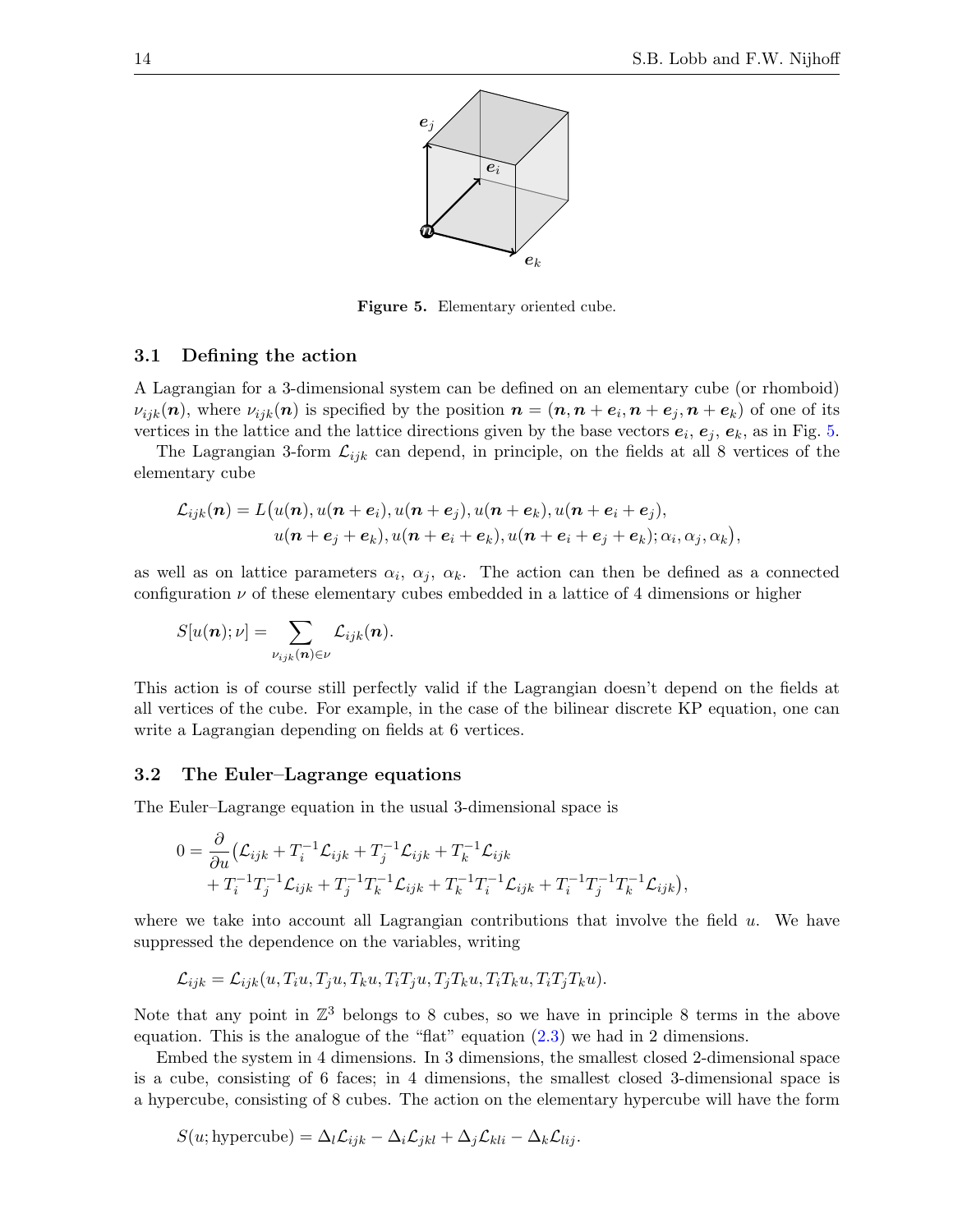**Figure 5.** Elementary oriented cube.

### 3.1 Defining the action

A Lagrangian for a 3-dimensional system can be defined on an elementary cube (or rhomboid) $\nu_{ijk}(\boldsymbol{n})$, where $\nu_{ijk}(\boldsymbol{n})$ is specified by the position $\boldsymbol{n} = (\boldsymbol{n}, \boldsymbol{n}+\boldsymbol{e}_i, \boldsymbol{n}+\boldsymbol{e}_j, \boldsymbol{n}+\boldsymbol{e}_k)$ of one of its vertices in the lattice and the lattice directions given by the base vectors $\boldsymbol{e}_i$, $\boldsymbol{e}_j$, $\boldsymbol{e}_k$, as in Fig. 5.

The Lagrangian 3-form $\mathcal{L}_{ijk}$ can depend, in principle, on the fields at all 8 vertices of the elementary cube

$$
\begin{aligned}
\mathcal{L}_{ijk}(\boldsymbol{n}) = L\big(&u(\boldsymbol{n}), u(\boldsymbol{n}+\boldsymbol{e}_i), u(\boldsymbol{n}+\boldsymbol{e}_j), u(\boldsymbol{n}+\boldsymbol{e}_k), u(\boldsymbol{n}+\boldsymbol{e}_i+\boldsymbol{e}_j),\\
&u(\boldsymbol{n}+\boldsymbol{e}_j+\boldsymbol{e}_k), u(\boldsymbol{n}+\boldsymbol{e}_i+\boldsymbol{e}_k), u(\boldsymbol{n}+\boldsymbol{e}_i+\boldsymbol{e}_j+\boldsymbol{e}_k); \alpha_i, \alpha_j, \alpha_k\big),
\end{aligned}
$$

as well as on lattice parameters $\alpha_i$, $\alpha_j$, $\alpha_k$. The action can then be defined as a connected configuration $\nu$ of these elementary cubes embedded in a lattice of 4 dimensions or higher

$$
S[u(\boldsymbol{n}); \nu] = \sum_{\nu_{ijk}(\boldsymbol{n}) \in \nu} \mathcal{L}_{ijk}(\boldsymbol{n}).
$$

This action is of course still perfectly valid if the Lagrangian doesn't depend on the fields at all vertices of the cube. For example, in the case of the bilinear discrete KP equation, one can write a Lagrangian depending on fields at 6 vertices.

### 3.2 The Euler–Lagrange equations

The Euler–Lagrange equation in the usual 3-dimensional space is

$$
\begin{aligned}
0 = \frac{\partial}{\partial u}\big(&\mathcal{L}_{ijk} + T_i^{-1}\mathcal{L}_{ijk} + T_j^{-1}\mathcal{L}_{ijk} + T_k^{-1}\mathcal{L}_{ijk}\\
&+ T_i^{-1}T_j^{-1}\mathcal{L}_{ijk} + T_j^{-1}T_k^{-1}\mathcal{L}_{ijk} + T_k^{-1}T_i^{-1}\mathcal{L}_{ijk} + T_i^{-1}T_j^{-1}T_k^{-1}\mathcal{L}_{ijk}\big),
\end{aligned}
$$

where we take into account all Lagrangian contributions that involve the field $u$. We have suppressed the dependence on the variables, writing

$$
\mathcal{L}_{ijk} = \mathcal{L}_{ijk}(u, T_i u, T_j u, T_k u, T_i T_j u, T_j T_k u, T_i T_k u, T_i T_j T_k u).
$$

Note that any point in $\mathbb{Z}^3$ belongs to 8 cubes, so we have in principle 8 terms in the above equation. This is the analogue of the "flat" equation (2.3) we had in 2 dimensions.

Embed the system in 4 dimensions. In 3 dimensions, the smallest closed 2-dimensional space is a cube, consisting of 6 faces; in 4 dimensions, the smallest closed 3-dimensional space is a hypercube, consisting of 8 cubes. The action on the elementary hypercube will have the form

$$
S(u; \text{hypercube}) = \Delta_l \mathcal{L}_{ijk} - \Delta_i \mathcal{L}_{jkl} + \Delta_j \mathcal{L}_{kli} - \Delta_k \mathcal{L}_{lij}.
$$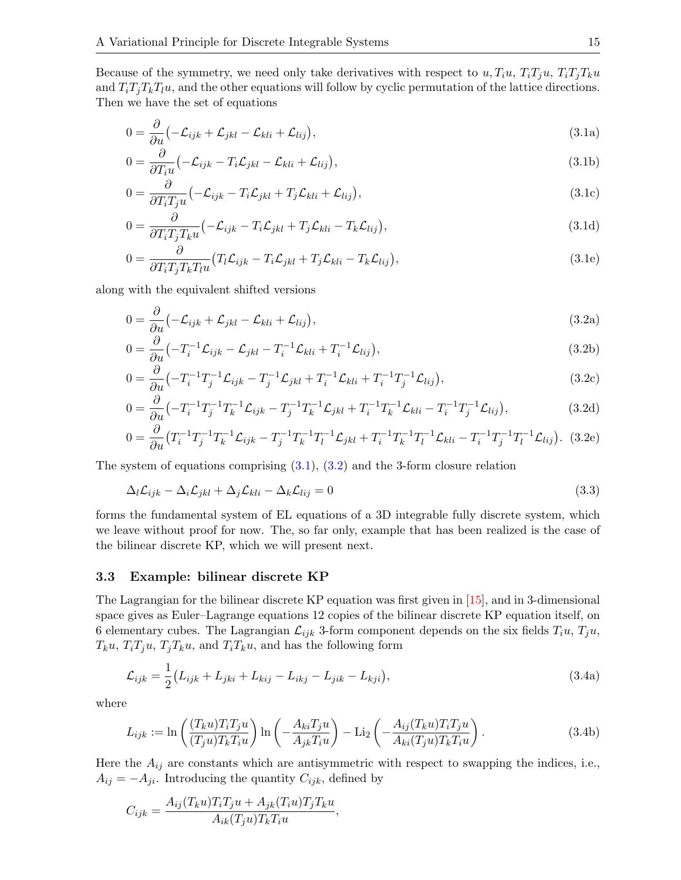Because of the symmetry, we need only take derivatives with respect to $u, T_i u$, $T_i T_j u$, $T_i T_j T_k u$ and $T_i T_j T_k T_l u$, and the other equations will follow by cyclic permutation of the lattice directions. Then we have the set of equations

$$0 = \frac{\partial}{\partial u}\big(-\mathcal{L}_{ijk} + \mathcal{L}_{jkl} - \mathcal{L}_{kli} + \mathcal{L}_{lij}\big), \tag{3.1a}$$

$$0 = \frac{\partial}{\partial T_i u}\big(-\mathcal{L}_{ijk} - T_i\mathcal{L}_{jkl} - \mathcal{L}_{kli} + \mathcal{L}_{lij}\big), \tag{3.1b}$$

$$0 = \frac{\partial}{\partial T_i T_j u}\big(-\mathcal{L}_{ijk} - T_i\mathcal{L}_{jkl} + T_j\mathcal{L}_{kli} + \mathcal{L}_{lij}\big), \tag{3.1c}$$

$$0 = \frac{\partial}{\partial T_i T_j T_k u}\big(-\mathcal{L}_{ijk} - T_i\mathcal{L}_{jkl} + T_j\mathcal{L}_{kli} - T_k\mathcal{L}_{lij}\big), \tag{3.1d}$$

$$0 = \frac{\partial}{\partial T_i T_j T_k T_l u}\big(T_l\mathcal{L}_{ijk} - T_i\mathcal{L}_{jkl} + T_j\mathcal{L}_{kli} - T_k\mathcal{L}_{lij}\big), \tag{3.1e}$$

along with the equivalent shifted versions

$$0 = \frac{\partial}{\partial u}\big(-\mathcal{L}_{ijk} + \mathcal{L}_{jkl} - \mathcal{L}_{kli} + \mathcal{L}_{lij}\big), \tag{3.2a}$$

$$0 = \frac{\partial}{\partial u}\big(-T_i^{-1}\mathcal{L}_{ijk} - \mathcal{L}_{jkl} - T_i^{-1}\mathcal{L}_{kli} + T_i^{-1}\mathcal{L}_{lij}\big), \tag{3.2b}$$

$$0 = \frac{\partial}{\partial u}\big(-T_i^{-1}T_j^{-1}\mathcal{L}_{ijk} - T_j^{-1}\mathcal{L}_{jkl} + T_i^{-1}\mathcal{L}_{kli} + T_i^{-1}T_j^{-1}\mathcal{L}_{lij}\big), \tag{3.2c}$$

$$0 = \frac{\partial}{\partial u}\big(-T_i^{-1}T_j^{-1}T_k^{-1}\mathcal{L}_{ijk} - T_j^{-1}T_k^{-1}\mathcal{L}_{jkl} + T_i^{-1}T_k^{-1}\mathcal{L}_{kli} - T_i^{-1}T_j^{-1}\mathcal{L}_{lij}\big), \tag{3.2d}$$

$$0 = \frac{\partial}{\partial u}\big(T_i^{-1}T_j^{-1}T_k^{-1}\mathcal{L}_{ijk} - T_j^{-1}T_k^{-1}T_l^{-1}\mathcal{L}_{jkl} + T_i^{-1}T_k^{-1}T_l^{-1}\mathcal{L}_{kli} - T_i^{-1}T_j^{-1}T_l^{-1}\mathcal{L}_{lij}\big). \tag{3.2e}$$

The system of equations comprising (3.1), (3.2) and the 3-form closure relation

$$\Delta_l\mathcal{L}_{ijk} - \Delta_i\mathcal{L}_{jkl} + \Delta_j\mathcal{L}_{kli} - \Delta_k\mathcal{L}_{lij} = 0 \tag{3.3}$$

forms the fundamental system of EL equations of a 3D integrable fully discrete system, which we leave without proof for now. The, so far only, example that has been realized is the case of the bilinear discrete KP, which we will present next.

### 3.3 Example: bilinear discrete KP

The Lagrangian for the bilinear discrete KP equation was first given in [15], and in 3-dimensional space gives as Euler–Lagrange equations 12 copies of the bilinear discrete KP equation itself, on 6 elementary cubes. The Lagrangian $\mathcal{L}_{ijk}$ 3-form component depends on the six fields $T_i u$, $T_j u$, $T_k u$, $T_i T_j u$, $T_j T_k u$, and $T_i T_k u$, and has the following form

$$\mathcal{L}_{ijk} = \frac{1}{2}\big(L_{ijk} + L_{jki} + L_{kij} - L_{ikj} - L_{jik} - L_{kji}\big), \tag{3.4a}$$

where

$$L_{ijk} := \ln\left(\frac{(T_k u)T_i T_j u}{(T_j u)T_k T_i u}\right)\ln\left(-\frac{A_{ki}T_j u}{A_{jk}T_i u}\right) - \mathrm{Li}_2\left(-\frac{A_{ij}(T_k u)T_i T_j u}{A_{ki}(T_j u)T_k T_i u}\right). \tag{3.4b}$$

Here the $A_{ij}$ are constants which are antisymmetric with respect to swapping the indices, i.e., $A_{ij} = -A_{ji}$. Introducing the quantity $C_{ijk}$, defined by

$$C_{ijk} = \frac{A_{ij}(T_k u)T_i T_j u + A_{jk}(T_i u)T_j T_k u}{A_{ik}(T_j u)T_k T_i u},$$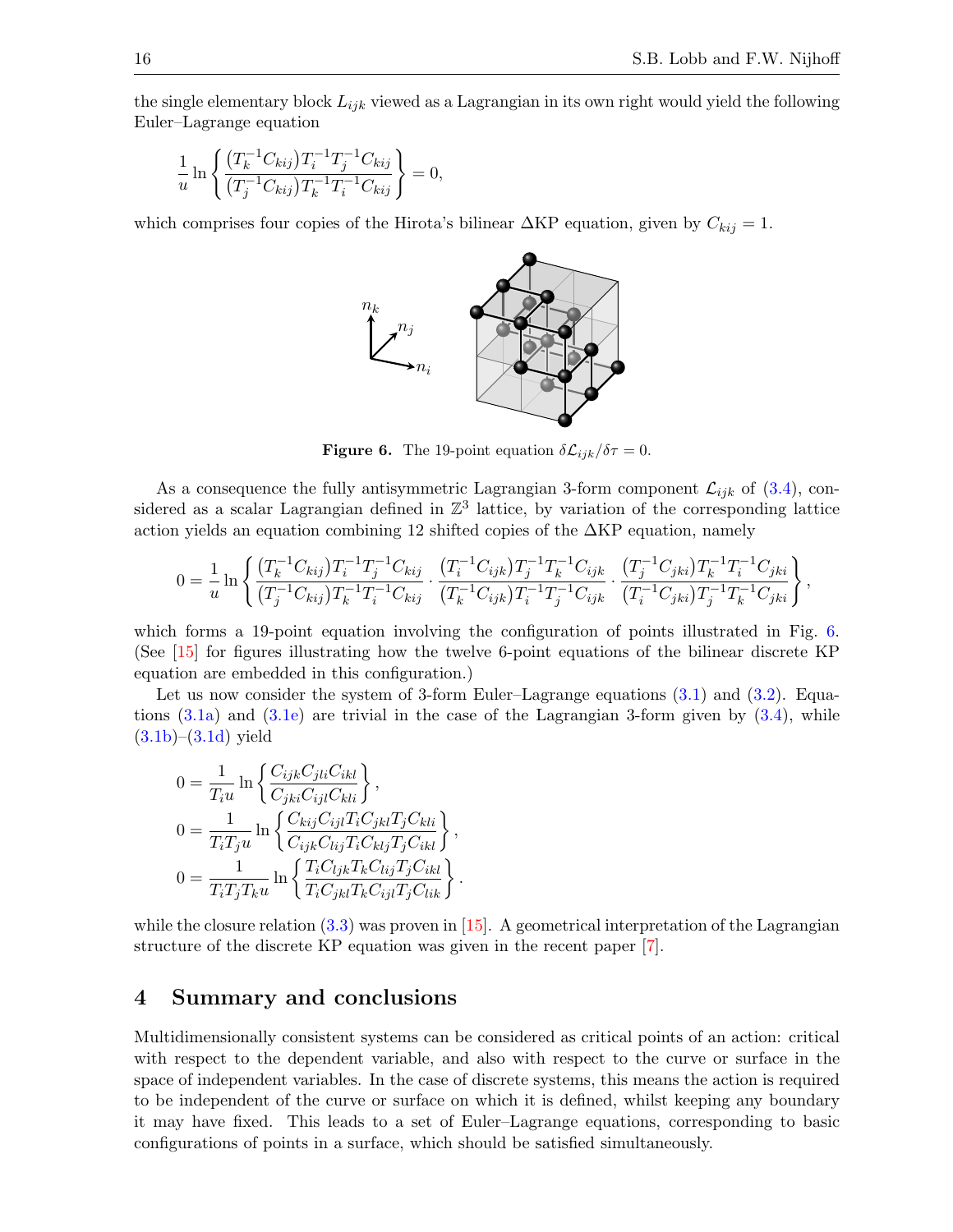the single elementary block $L_{ijk}$ viewed as a Lagrangian in its own right would yield the following Euler–Lagrange equation

$$\frac{1}{u}\ln\left\{\frac{(T_k^{-1}C_{kij})T_i^{-1}T_j^{-1}C_{kij}}{(T_j^{-1}C_{kij})T_k^{-1}T_i^{-1}C_{kij}}\right\}=0,$$

which comprises four copies of the Hirota's bilinear ΔKP equation, given by $C_{kij}=1$.

**Figure 6.** The 19-point equation $\delta\mathcal{L}_{ijk}/\delta\tau=0$.

As a consequence the fully antisymmetric Lagrangian 3-form component $\mathcal{L}_{ijk}$ of (3.4), considered as a scalar Lagrangian defined in $\mathbb{Z}^3$ lattice, by variation of the corresponding lattice action yields an equation combining 12 shifted copies of the ΔKP equation, namely

$$0=\frac{1}{u}\ln\left\{\frac{(T_k^{-1}C_{kij})T_i^{-1}T_j^{-1}C_{kij}}{(T_j^{-1}C_{kij})T_k^{-1}T_i^{-1}C_{kij}}\cdot\frac{(T_i^{-1}C_{ijk})T_j^{-1}T_k^{-1}C_{ijk}}{(T_k^{-1}C_{ijk})T_i^{-1}T_j^{-1}C_{ijk}}\cdot\frac{(T_j^{-1}C_{jki})T_k^{-1}T_i^{-1}C_{jki}}{(T_i^{-1}C_{jki})T_j^{-1}T_k^{-1}C_{jki}}\right\},$$

which forms a 19-point equation involving the configuration of points illustrated in Fig. 6. (See [15] for figures illustrating how the twelve 6-point equations of the bilinear discrete KP equation are embedded in this configuration.)

Let us now consider the system of 3-form Euler–Lagrange equations (3.1) and (3.2). Equations (3.1a) and (3.1e) are trivial in the case of the Lagrangian 3-form given by (3.4), while (3.1b)–(3.1d) yield

$$\begin{aligned}
0&=\frac{1}{T_iu}\ln\left\{\frac{C_{ijk}C_{jli}C_{ikl}}{C_{jki}C_{ijl}C_{kli}}\right\},\\
0&=\frac{1}{T_iT_ju}\ln\left\{\frac{C_{kij}C_{ijl}T_iC_{jkl}T_jC_{kli}}{C_{ijk}C_{lij}T_iC_{klj}T_jC_{ikl}}\right\},\\
0&=\frac{1}{T_iT_jT_ku}\ln\left\{\frac{T_iC_{ljk}T_kC_{lij}T_jC_{ikl}}{T_iC_{jkl}T_kC_{ijl}T_jC_{lik}}\right\}.
\end{aligned}$$

while the closure relation (3.3) was proven in [15]. A geometrical interpretation of the Lagrangian structure of the discrete KP equation was given in the recent paper [7].

## 4 Summary and conclusions

Multidimensionally consistent systems can be considered as critical points of an action: critical with respect to the dependent variable, and also with respect to the curve or surface in the space of independent variables. In the case of discrete systems, this means the action is required to be independent of the curve or surface on which it is defined, whilst keeping any boundary it may have fixed. This leads to a set of Euler–Lagrange equations, corresponding to basic configurations of points in a surface, which should be satisfied simultaneously.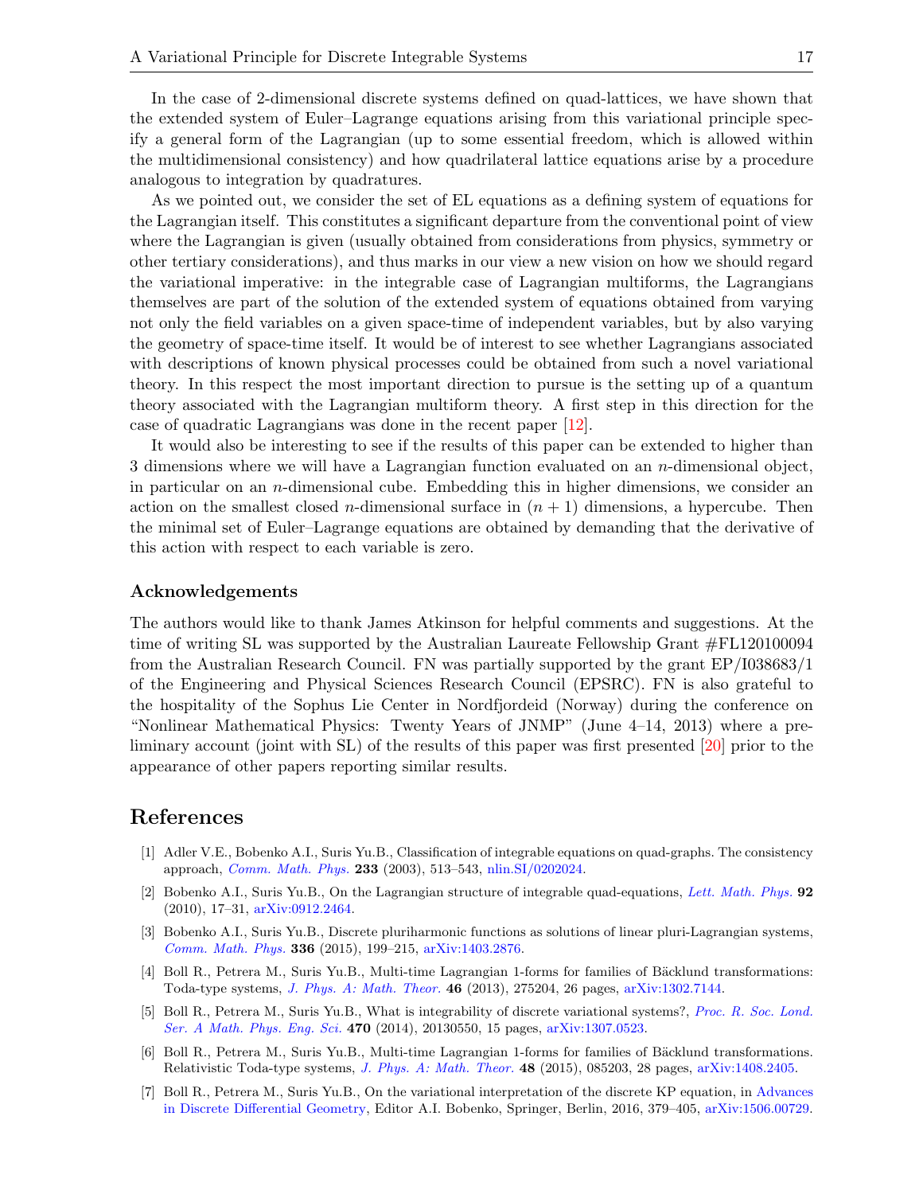In the case of 2-dimensional discrete systems defined on quad-lattices, we have shown that the extended system of Euler–Lagrange equations arising from this variational principle specify a general form of the Lagrangian (up to some essential freedom, which is allowed within the multidimensional consistency) and how quadrilateral lattice equations arise by a procedure analogous to integration by quadratures.

As we pointed out, we consider the set of EL equations as a defining system of equations for the Lagrangian itself. This constitutes a significant departure from the conventional point of view where the Lagrangian is given (usually obtained from considerations from physics, symmetry or other tertiary considerations), and thus marks in our view a new vision on how we should regard the variational imperative: in the integrable case of Lagrangian multiforms, the Lagrangians themselves are part of the solution of the extended system of equations obtained from varying not only the field variables on a given space-time of independent variables, but by also varying the geometry of space-time itself. It would be of interest to see whether Lagrangians associated with descriptions of known physical processes could be obtained from such a novel variational theory. In this respect the most important direction to pursue is the setting up of a quantum theory associated with the Lagrangian multiform theory. A first step in this direction for the case of quadratic Lagrangians was done in the recent paper [12].

It would also be interesting to see if the results of this paper can be extended to higher than 3 dimensions where we will have a Lagrangian function evaluated on an $n$-dimensional object, in particular on an $n$-dimensional cube. Embedding this in higher dimensions, we consider an action on the smallest closed $n$-dimensional surface in $(n + 1)$ dimensions, a hypercube. Then the minimal set of Euler–Lagrange equations are obtained by demanding that the derivative of this action with respect to each variable is zero.

### Acknowledgements

The authors would like to thank James Atkinson for helpful comments and suggestions. At the time of writing SL was supported by the Australian Laureate Fellowship Grant #FL120100094 from the Australian Research Council. FN was partially supported by the grant EP/I038683/1 of the Engineering and Physical Sciences Research Council (EPSRC). FN is also grateful to the hospitality of the Sophus Lie Center in Nordfjordeid (Norway) during the conference on "Nonlinear Mathematical Physics: Twenty Years of JNMP" (June 4–14, 2013) where a preliminary account (joint with SL) of the results of this paper was first presented [20] prior to the appearance of other papers reporting similar results.

## References

[1] Adler V.E., Bobenko A.I., Suris Yu.B., Classification of integrable equations on quad-graphs. The consistency approach, *Comm. Math. Phys.* **233** (2003), 513–543, nlin.SI/0202024.

[2] Bobenko A.I., Suris Yu.B., On the Lagrangian structure of integrable quad-equations, *Lett. Math. Phys.* **92** (2010), 17–31, arXiv:0912.2464.

[3] Bobenko A.I., Suris Yu.B., Discrete pluriharmonic functions as solutions of linear pluri-Lagrangian systems, *Comm. Math. Phys.* **336** (2015), 199–215, arXiv:1403.2876.

[4] Boll R., Petrera M., Suris Yu.B., Multi-time Lagrangian 1-forms for families of Bäcklund transformations: Toda-type systems, *J. Phys. A: Math. Theor.* **46** (2013), 275204, 26 pages, arXiv:1302.7144.

[5] Boll R., Petrera M., Suris Yu.B., What is integrability of discrete variational systems?, *Proc. R. Soc. Lond. Ser. A Math. Phys. Eng. Sci.* **470** (2014), 20130550, 15 pages, arXiv:1307.0523.

[6] Boll R., Petrera M., Suris Yu.B., Multi-time Lagrangian 1-forms for families of Bäcklund transformations. Relativistic Toda-type systems, *J. Phys. A: Math. Theor.* **48** (2015), 085203, 28 pages, arXiv:1408.2405.

[7] Boll R., Petrera M., Suris Yu.B., On the variational interpretation of the discrete KP equation, in Advances in Discrete Differential Geometry, Editor A.I. Bobenko, Springer, Berlin, 2016, 379–405, arXiv:1506.00729.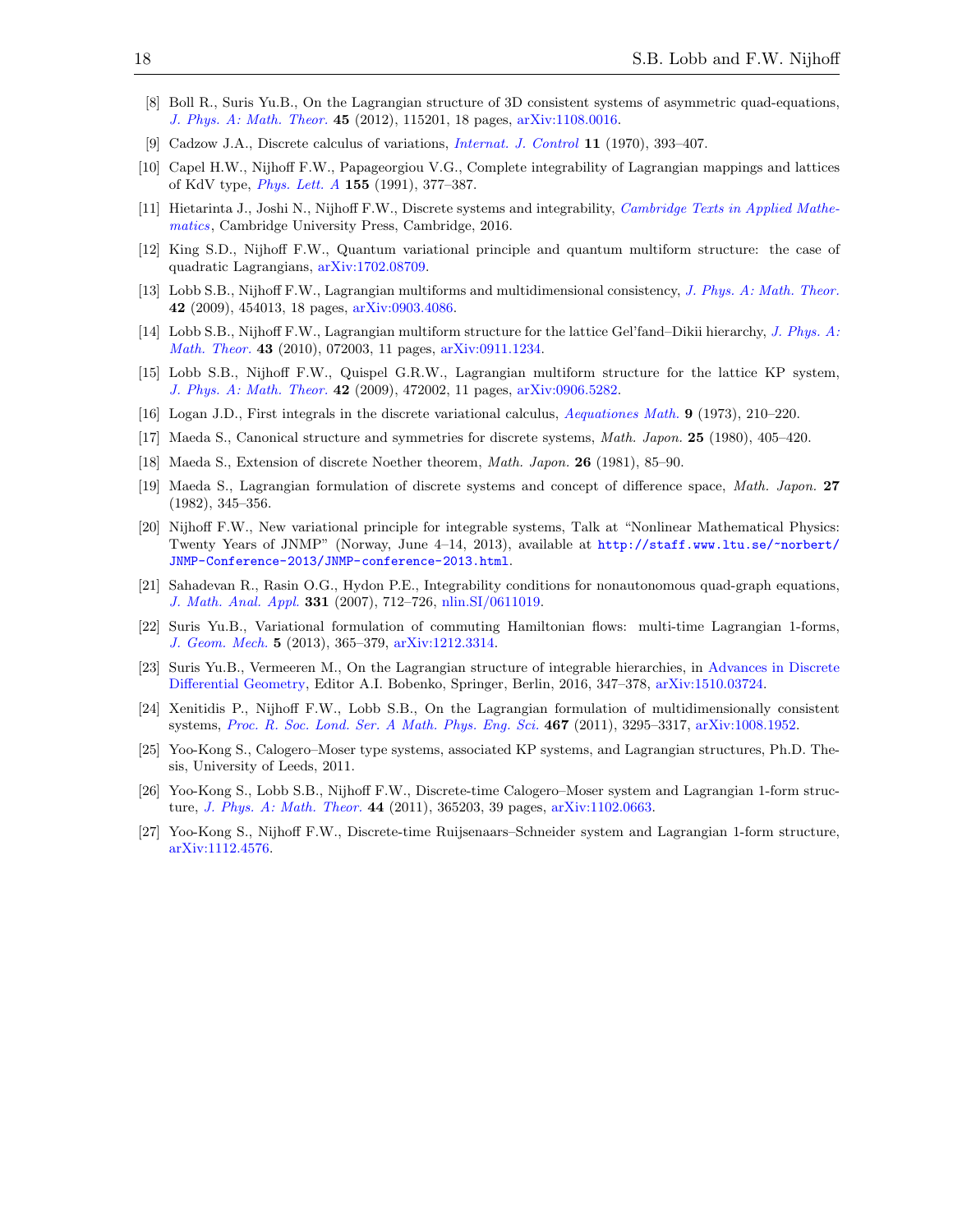[8] Boll R., Suris Yu.B., On the Lagrangian structure of 3D consistent systems of asymmetric quad-equations, *J. Phys. A: Math. Theor.* **45** (2012), 115201, 18 pages, arXiv:1108.0016.

[9] Cadzow J.A., Discrete calculus of variations, *Internat. J. Control* **11** (1970), 393–407.

[10] Capel H.W., Nijhoff F.W., Papageorgiou V.G., Complete integrability of Lagrangian mappings and lattices of KdV type, *Phys. Lett. A* **155** (1991), 377–387.

[11] Hietarinta J., Joshi N., Nijhoff F.W., Discrete systems and integrability, *Cambridge Texts in Applied Mathematics*, Cambridge University Press, Cambridge, 2016.

[12] King S.D., Nijhoff F.W., Quantum variational principle and quantum multiform structure: the case of quadratic Lagrangians, arXiv:1702.08709.

[13] Lobb S.B., Nijhoff F.W., Lagrangian multiforms and multidimensional consistency, *J. Phys. A: Math. Theor.* **42** (2009), 454013, 18 pages, arXiv:0903.4086.

[14] Lobb S.B., Nijhoff F.W., Lagrangian multiform structure for the lattice Gel'fand–Dikii hierarchy, *J. Phys. A: Math. Theor.* **43** (2010), 072003, 11 pages, arXiv:0911.1234.

[15] Lobb S.B., Nijhoff F.W., Quispel G.R.W., Lagrangian multiform structure for the lattice KP system, *J. Phys. A: Math. Theor.* **42** (2009), 472002, 11 pages, arXiv:0906.5282.

[16] Logan J.D., First integrals in the discrete variational calculus, *Aequationes Math.* **9** (1973), 210–220.

[17] Maeda S., Canonical structure and symmetries for discrete systems, *Math. Japon.* **25** (1980), 405–420.

[18] Maeda S., Extension of discrete Noether theorem, *Math. Japon.* **26** (1981), 85–90.

[19] Maeda S., Lagrangian formulation of discrete systems and concept of difference space, *Math. Japon.* **27** (1982), 345–356.

[20] Nijhoff F.W., New variational principle for integrable systems, Talk at "Nonlinear Mathematical Physics: Twenty Years of JNMP" (Norway, June 4–14, 2013), available at `http://staff.www.ltu.se/~norbert/JNMP-Conference-2013/JNMP-conference-2013.html`.

[21] Sahadevan R., Rasin O.G., Hydon P.E., Integrability conditions for nonautonomous quad-graph equations, *J. Math. Anal. Appl.* **331** (2007), 712–726, nlin.SI/0611019.

[22] Suris Yu.B., Variational formulation of commuting Hamiltonian flows: multi-time Lagrangian 1-forms, *J. Geom. Mech.* **5** (2013), 365–379, arXiv:1212.3314.

[23] Suris Yu.B., Vermeeren M., On the Lagrangian structure of integrable hierarchies, in Advances in Discrete Differential Geometry, Editor A.I. Bobenko, Springer, Berlin, 2016, 347–378, arXiv:1510.03724.

[24] Xenitidis P., Nijhoff F.W., Lobb S.B., On the Lagrangian formulation of multidimensionally consistent systems, *Proc. R. Soc. Lond. Ser. A Math. Phys. Eng. Sci.* **467** (2011), 3295–3317, arXiv:1008.1952.

[25] Yoo-Kong S., Calogero–Moser type systems, associated KP systems, and Lagrangian structures, Ph.D. Thesis, University of Leeds, 2011.

[26] Yoo-Kong S., Lobb S.B., Nijhoff F.W., Discrete-time Calogero–Moser system and Lagrangian 1-form structure, *J. Phys. A: Math. Theor.* **44** (2011), 365203, 39 pages, arXiv:1102.0663.

[27] Yoo-Kong S., Nijhoff F.W., Discrete-time Ruijsenaars–Schneider system and Lagrangian 1-form structure, arXiv:1112.4576.